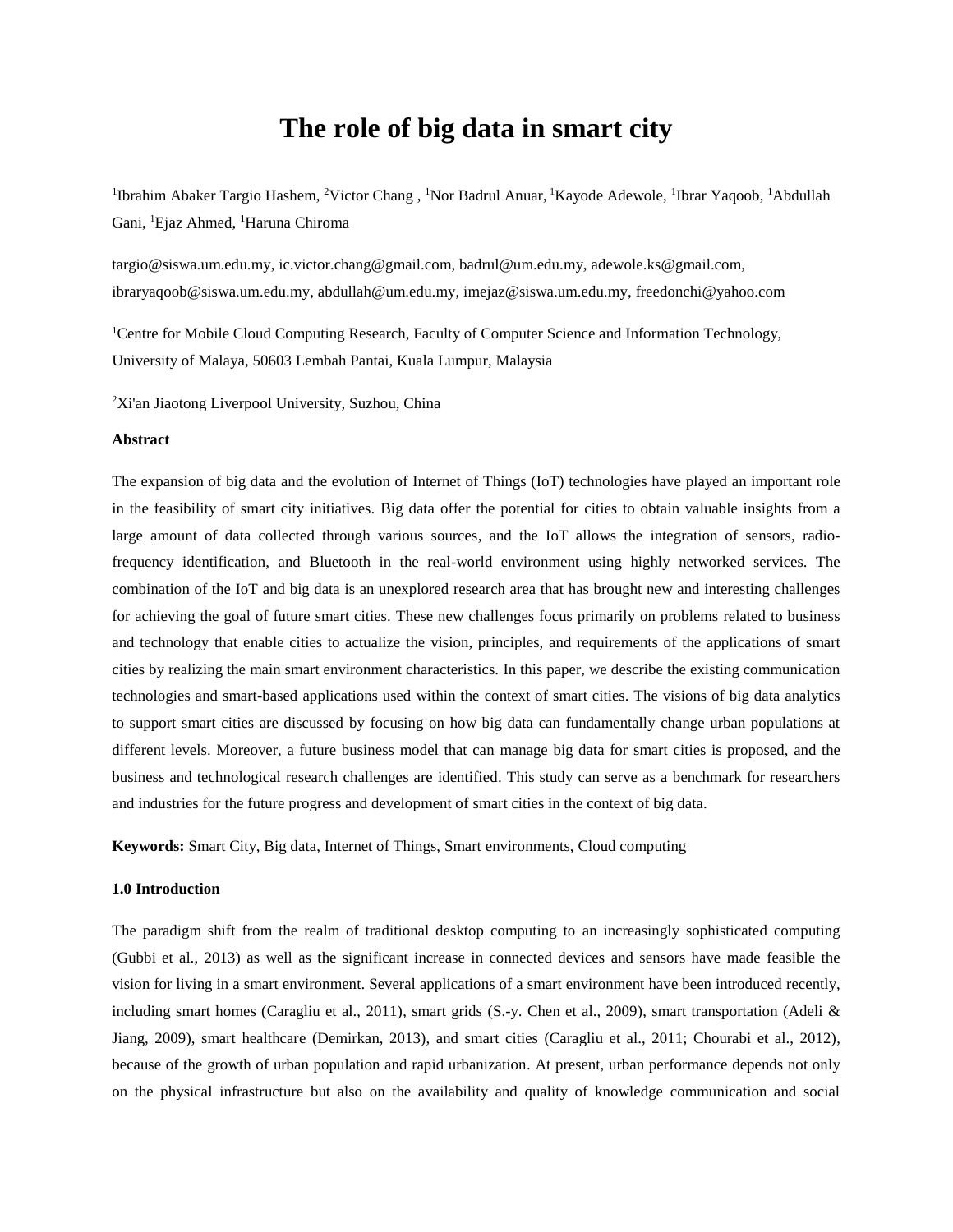# The role of big data in smart city

[1]Ibrahim Abaker Targio Hashem, [2]Victor Chang , [1]Nor Badrul Anuar, [1]Kayode Adewole, [1]Ibrar Yaqoob, [1]Abdullah Gani, [1]Ejaz Ahmed, [1]Haruna Chiroma

targio@siswa.um.edu.my, ic.victor.chang@gmail.com, badrul@um.edu.my, adewole.ks@gmail.com, ibraryaqoob@siswa.um.edu.my, abdullah@um.edu.my, imejaz@siswa.um.edu.my, freedonchi@yahoo.com

[1]Centre for Mobile Cloud Computing Research, Faculty of Computer Science and Information Technology, University of Malaya, 50603 Lembah Pantai, Kuala Lumpur, Malaysia

[2]Xi'an Jiaotong Liverpool University, Suzhou, China

**Abstract**

The expansion of big data and the evolution of Internet of Things (IoT) technologies have played an important role in the feasibility of smart city initiatives. Big data offer the potential for cities to obtain valuable insights from a large amount of data collected through various sources, and the IoT allows the integration of sensors, radio-frequency identification, and Bluetooth in the real-world environment using highly networked services. The combination of the IoT and big data is an unexplored research area that has brought new and interesting challenges for achieving the goal of future smart cities. These new challenges focus primarily on problems related to business and technology that enable cities to actualize the vision, principles, and requirements of the applications of smart cities by realizing the main smart environment characteristics. In this paper, we describe the existing communication technologies and smart-based applications used within the context of smart cities. The visions of big data analytics to support smart cities are discussed by focusing on how big data can fundamentally change urban populations at different levels. Moreover, a future business model that can manage big data for smart cities is proposed, and the business and technological research challenges are identified. This study can serve as a benchmark for researchers and industries for the future progress and development of smart cities in the context of big data.

**Keywords:** Smart City, Big data, Internet of Things, Smart environments, Cloud computing

## 1.0 Introduction

The paradigm shift from the realm of traditional desktop computing to an increasingly sophisticated computing (Gubbi et al., 2013) as well as the significant increase in connected devices and sensors have made feasible the vision for living in a smart environment. Several applications of a smart environment have been introduced recently, including smart homes (Caragliu et al., 2011), smart grids (S.-y. Chen et al., 2009), smart transportation (Adeli & Jiang, 2009), smart healthcare (Demirkan, 2013), and smart cities (Caragliu et al., 2011; Chourabi et al., 2012), because of the growth of urban population and rapid urbanization. At present, urban performance depends not only on the physical infrastructure but also on the availability and quality of knowledge communication and social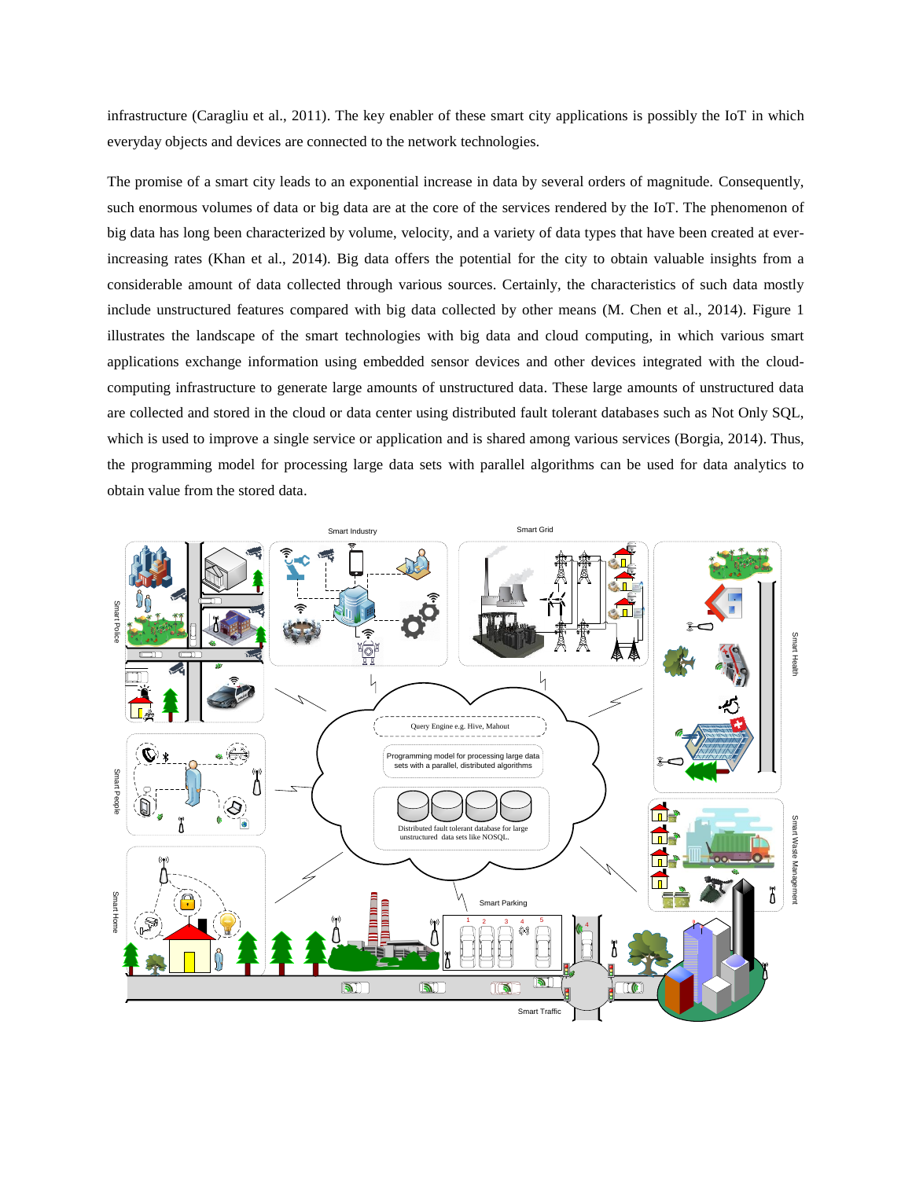infrastructure (Caragliu et al., 2011). The key enabler of these smart city applications is possibly the IoT in which everyday objects and devices are connected to the network technologies.

The promise of a smart city leads to an exponential increase in data by several orders of magnitude. Consequently, such enormous volumes of data or big data are at the core of the services rendered by the IoT. The phenomenon of big data has long been characterized by volume, velocity, and a variety of data types that have been created at ever-increasing rates (Khan et al., 2014). Big data offers the potential for the city to obtain valuable insights from a considerable amount of data collected through various sources. Certainly, the characteristics of such data mostly include unstructured features compared with big data collected by other means (M. Chen et al., 2014). Figure 1 illustrates the landscape of the smart technologies with big data and cloud computing, in which various smart applications exchange information using embedded sensor devices and other devices integrated with the cloud-computing infrastructure to generate large amounts of unstructured data. These large amounts of unstructured data are collected and stored in the cloud or data center using distributed fault tolerant databases such as Not Only SQL, which is used to improve a single service or application and is shared among various services (Borgia, 2014). Thus, the programming model for processing large data sets with parallel algorithms can be used for data analytics to obtain value from the stored data.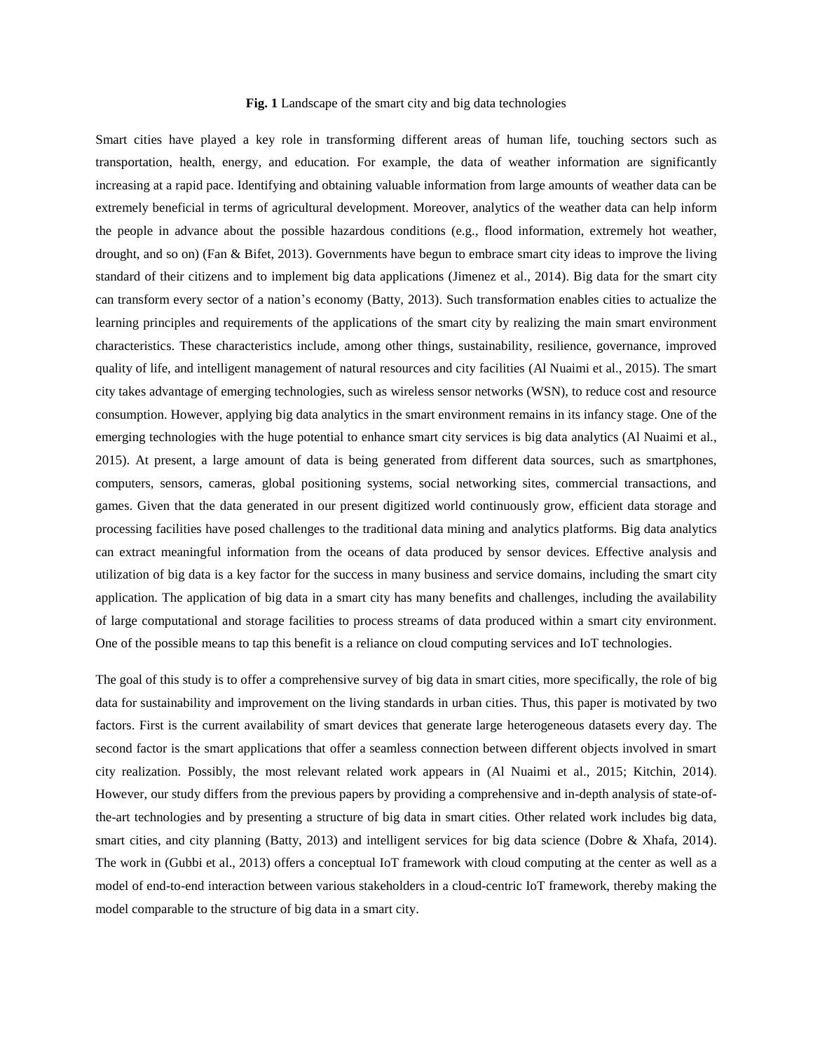**Fig. 1** Landscape of the smart city and big data technologies

Smart cities have played a key role in transforming different areas of human life, touching sectors such as transportation, health, energy, and education. For example, the data of weather information are significantly increasing at a rapid pace. Identifying and obtaining valuable information from large amounts of weather data can be extremely beneficial in terms of agricultural development. Moreover, analytics of the weather data can help inform the people in advance about the possible hazardous conditions (e.g., flood information, extremely hot weather, drought, and so on) (Fan & Bifet, 2013). Governments have begun to embrace smart city ideas to improve the living standard of their citizens and to implement big data applications (Jimenez et al., 2014). Big data for the smart city can transform every sector of a nation's economy (Batty, 2013). Such transformation enables cities to actualize the learning principles and requirements of the applications of the smart city by realizing the main smart environment characteristics. These characteristics include, among other things, sustainability, resilience, governance, improved quality of life, and intelligent management of natural resources and city facilities (Al Nuaimi et al., 2015). The smart city takes advantage of emerging technologies, such as wireless sensor networks (WSN), to reduce cost and resource consumption. However, applying big data analytics in the smart environment remains in its infancy stage. One of the emerging technologies with the huge potential to enhance smart city services is big data analytics (Al Nuaimi et al., 2015). At present, a large amount of data is being generated from different data sources, such as smartphones, computers, sensors, cameras, global positioning systems, social networking sites, commercial transactions, and games. Given that the data generated in our present digitized world continuously grow, efficient data storage and processing facilities have posed challenges to the traditional data mining and analytics platforms. Big data analytics can extract meaningful information from the oceans of data produced by sensor devices. Effective analysis and utilization of big data is a key factor for the success in many business and service domains, including the smart city application. The application of big data in a smart city has many benefits and challenges, including the availability of large computational and storage facilities to process streams of data produced within a smart city environment. One of the possible means to tap this benefit is a reliance on cloud computing services and IoT technologies.

The goal of this study is to offer a comprehensive survey of big data in smart cities, more specifically, the role of big data for sustainability and improvement on the living standards in urban cities. Thus, this paper is motivated by two factors. First is the current availability of smart devices that generate large heterogeneous datasets every day. The second factor is the smart applications that offer a seamless connection between different objects involved in smart city realization. Possibly, the most relevant related work appears in (Al Nuaimi et al., 2015; Kitchin, 2014). However, our study differs from the previous papers by providing a comprehensive and in-depth analysis of state-of-the-art technologies and by presenting a structure of big data in smart cities. Other related work includes big data, smart cities, and city planning (Batty, 2013) and intelligent services for big data science (Dobre & Xhafa, 2014). The work in (Gubbi et al., 2013) offers a conceptual IoT framework with cloud computing at the center as well as a model of end-to-end interaction between various stakeholders in a cloud-centric IoT framework, thereby making the model comparable to the structure of big data in a smart city.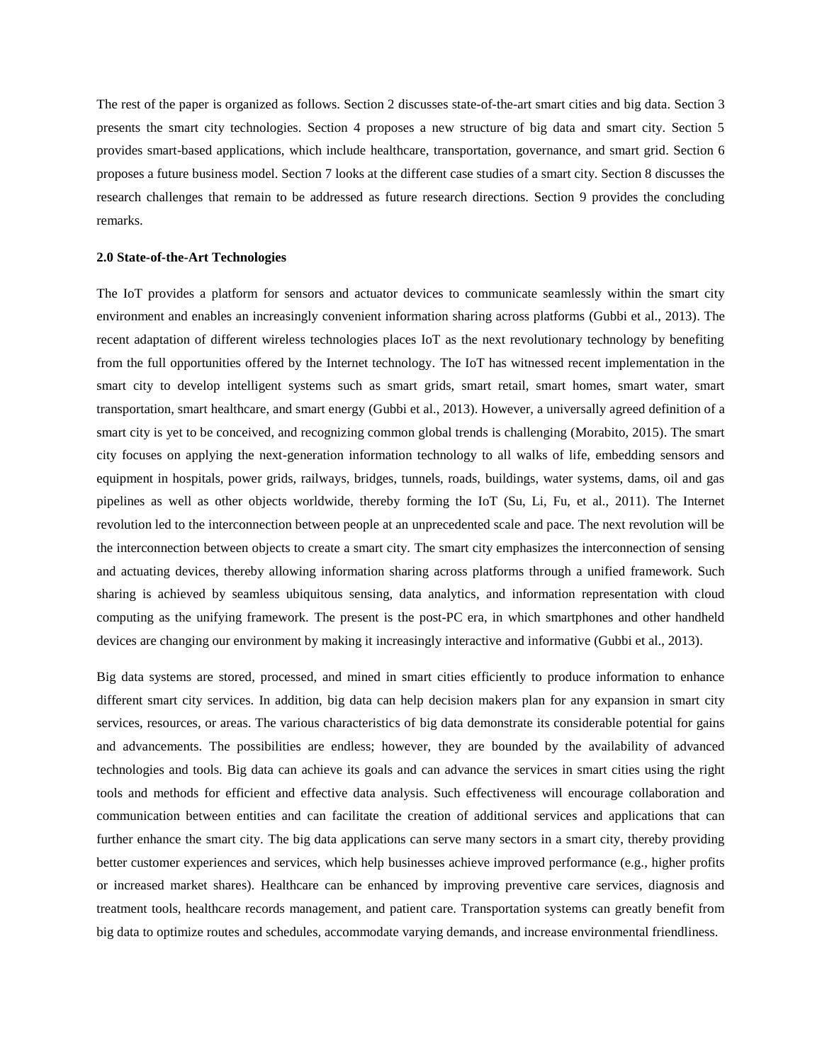The rest of the paper is organized as follows. Section 2 discusses state-of-the-art smart cities and big data. Section 3 presents the smart city technologies. Section 4 proposes a new structure of big data and smart city. Section 5 provides smart-based applications, which include healthcare, transportation, governance, and smart grid. Section 6 proposes a future business model. Section 7 looks at the different case studies of a smart city. Section 8 discusses the research challenges that remain to be addressed as future research directions. Section 9 provides the concluding remarks.

## 2.0 State-of-the-Art Technologies

The IoT provides a platform for sensors and actuator devices to communicate seamlessly within the smart city environment and enables an increasingly convenient information sharing across platforms (Gubbi et al., 2013). The recent adaptation of different wireless technologies places IoT as the next revolutionary technology by benefiting from the full opportunities offered by the Internet technology. The IoT has witnessed recent implementation in the smart city to develop intelligent systems such as smart grids, smart retail, smart homes, smart water, smart transportation, smart healthcare, and smart energy (Gubbi et al., 2013). However, a universally agreed definition of a smart city is yet to be conceived, and recognizing common global trends is challenging (Morabito, 2015). The smart city focuses on applying the next-generation information technology to all walks of life, embedding sensors and equipment in hospitals, power grids, railways, bridges, tunnels, roads, buildings, water systems, dams, oil and gas pipelines as well as other objects worldwide, thereby forming the IoT (Su, Li, Fu, et al., 2011). The Internet revolution led to the interconnection between people at an unprecedented scale and pace. The next revolution will be the interconnection between objects to create a smart city. The smart city emphasizes the interconnection of sensing and actuating devices, thereby allowing information sharing across platforms through a unified framework. Such sharing is achieved by seamless ubiquitous sensing, data analytics, and information representation with cloud computing as the unifying framework. The present is the post-PC era, in which smartphones and other handheld devices are changing our environment by making it increasingly interactive and informative (Gubbi et al., 2013).

Big data systems are stored, processed, and mined in smart cities efficiently to produce information to enhance different smart city services. In addition, big data can help decision makers plan for any expansion in smart city services, resources, or areas. The various characteristics of big data demonstrate its considerable potential for gains and advancements. The possibilities are endless; however, they are bounded by the availability of advanced technologies and tools. Big data can achieve its goals and can advance the services in smart cities using the right tools and methods for efficient and effective data analysis. Such effectiveness will encourage collaboration and communication between entities and can facilitate the creation of additional services and applications that can further enhance the smart city. The big data applications can serve many sectors in a smart city, thereby providing better customer experiences and services, which help businesses achieve improved performance (e.g., higher profits or increased market shares). Healthcare can be enhanced by improving preventive care services, diagnosis and treatment tools, healthcare records management, and patient care. Transportation systems can greatly benefit from big data to optimize routes and schedules, accommodate varying demands, and increase environmental friendliness.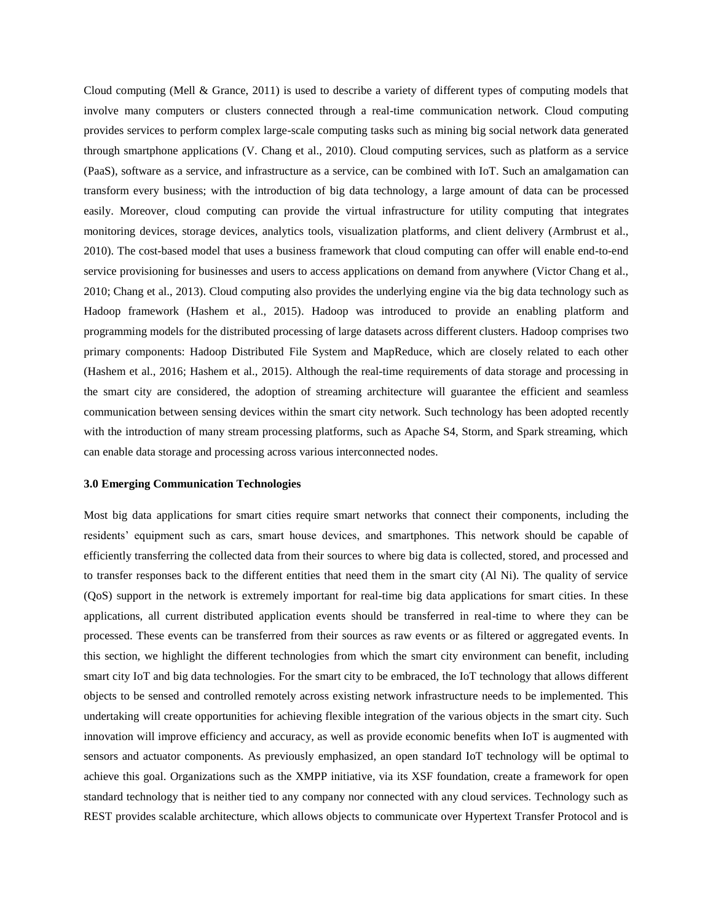Cloud computing (Mell & Grance, 2011) is used to describe a variety of different types of computing models that involve many computers or clusters connected through a real-time communication network. Cloud computing provides services to perform complex large-scale computing tasks such as mining big social network data generated through smartphone applications (V. Chang et al., 2010). Cloud computing services, such as platform as a service (PaaS), software as a service, and infrastructure as a service, can be combined with IoT. Such an amalgamation can transform every business; with the introduction of big data technology, a large amount of data can be processed easily. Moreover, cloud computing can provide the virtual infrastructure for utility computing that integrates monitoring devices, storage devices, analytics tools, visualization platforms, and client delivery (Armbrust et al., 2010). The cost-based model that uses a business framework that cloud computing can offer will enable end-to-end service provisioning for businesses and users to access applications on demand from anywhere (Victor Chang et al., 2010; Chang et al., 2013). Cloud computing also provides the underlying engine via the big data technology such as Hadoop framework (Hashem et al., 2015). Hadoop was introduced to provide an enabling platform and programming models for the distributed processing of large datasets across different clusters. Hadoop comprises two primary components: Hadoop Distributed File System and MapReduce, which are closely related to each other (Hashem et al., 2016; Hashem et al., 2015). Although the real-time requirements of data storage and processing in the smart city are considered, the adoption of streaming architecture will guarantee the efficient and seamless communication between sensing devices within the smart city network. Such technology has been adopted recently with the introduction of many stream processing platforms, such as Apache S4, Storm, and Spark streaming, which can enable data storage and processing across various interconnected nodes.

### 3.0 Emerging Communication Technologies

Most big data applications for smart cities require smart networks that connect their components, including the residents' equipment such as cars, smart house devices, and smartphones. This network should be capable of efficiently transferring the collected data from their sources to where big data is collected, stored, and processed and to transfer responses back to the different entities that need them in the smart city (Al Ni). The quality of service (QoS) support in the network is extremely important for real-time big data applications for smart cities. In these applications, all current distributed application events should be transferred in real-time to where they can be processed. These events can be transferred from their sources as raw events or as filtered or aggregated events. In this section, we highlight the different technologies from which the smart city environment can benefit, including smart city IoT and big data technologies. For the smart city to be embraced, the IoT technology that allows different objects to be sensed and controlled remotely across existing network infrastructure needs to be implemented. This undertaking will create opportunities for achieving flexible integration of the various objects in the smart city. Such innovation will improve efficiency and accuracy, as well as provide economic benefits when IoT is augmented with sensors and actuator components. As previously emphasized, an open standard IoT technology will be optimal to achieve this goal. Organizations such as the XMPP initiative, via its XSF foundation, create a framework for open standard technology that is neither tied to any company nor connected with any cloud services. Technology such as REST provides scalable architecture, which allows objects to communicate over Hypertext Transfer Protocol and is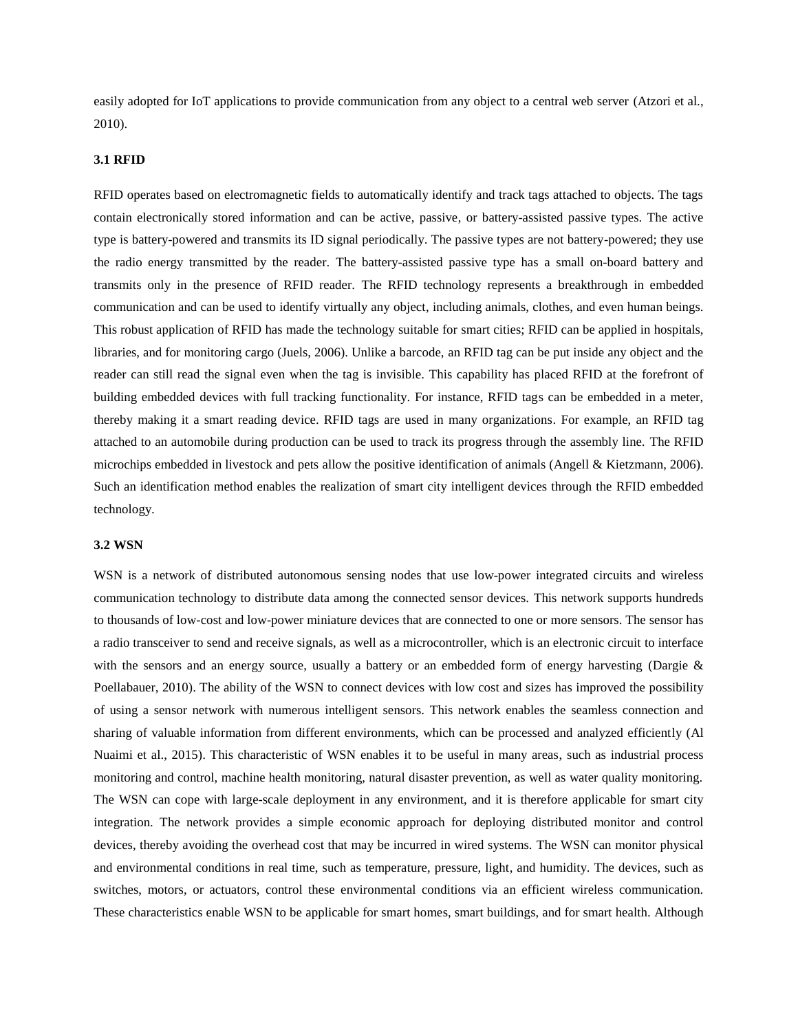easily adopted for IoT applications to provide communication from any object to a central web server (Atzori et al., 2010).

### 3.1 RFID

RFID operates based on electromagnetic fields to automatically identify and track tags attached to objects. The tags contain electronically stored information and can be active, passive, or battery-assisted passive types. The active type is battery-powered and transmits its ID signal periodically. The passive types are not battery-powered; they use the radio energy transmitted by the reader. The battery-assisted passive type has a small on-board battery and transmits only in the presence of RFID reader. The RFID technology represents a breakthrough in embedded communication and can be used to identify virtually any object, including animals, clothes, and even human beings. This robust application of RFID has made the technology suitable for smart cities; RFID can be applied in hospitals, libraries, and for monitoring cargo (Juels, 2006). Unlike a barcode, an RFID tag can be put inside any object and the reader can still read the signal even when the tag is invisible. This capability has placed RFID at the forefront of building embedded devices with full tracking functionality. For instance, RFID tags can be embedded in a meter, thereby making it a smart reading device. RFID tags are used in many organizations. For example, an RFID tag attached to an automobile during production can be used to track its progress through the assembly line. The RFID microchips embedded in livestock and pets allow the positive identification of animals (Angell & Kietzmann, 2006). Such an identification method enables the realization of smart city intelligent devices through the RFID embedded technology.

### 3.2 WSN

WSN is a network of distributed autonomous sensing nodes that use low-power integrated circuits and wireless communication technology to distribute data among the connected sensor devices. This network supports hundreds to thousands of low-cost and low-power miniature devices that are connected to one or more sensors. The sensor has a radio transceiver to send and receive signals, as well as a microcontroller, which is an electronic circuit to interface with the sensors and an energy source, usually a battery or an embedded form of energy harvesting (Dargie & Poellabauer, 2010). The ability of the WSN to connect devices with low cost and sizes has improved the possibility of using a sensor network with numerous intelligent sensors. This network enables the seamless connection and sharing of valuable information from different environments, which can be processed and analyzed efficiently (Al Nuaimi et al., 2015). This characteristic of WSN enables it to be useful in many areas, such as industrial process monitoring and control, machine health monitoring, natural disaster prevention, as well as water quality monitoring. The WSN can cope with large-scale deployment in any environment, and it is therefore applicable for smart city integration. The network provides a simple economic approach for deploying distributed monitor and control devices, thereby avoiding the overhead cost that may be incurred in wired systems. The WSN can monitor physical and environmental conditions in real time, such as temperature, pressure, light, and humidity. The devices, such as switches, motors, or actuators, control these environmental conditions via an efficient wireless communication. These characteristics enable WSN to be applicable for smart homes, smart buildings, and for smart health. Although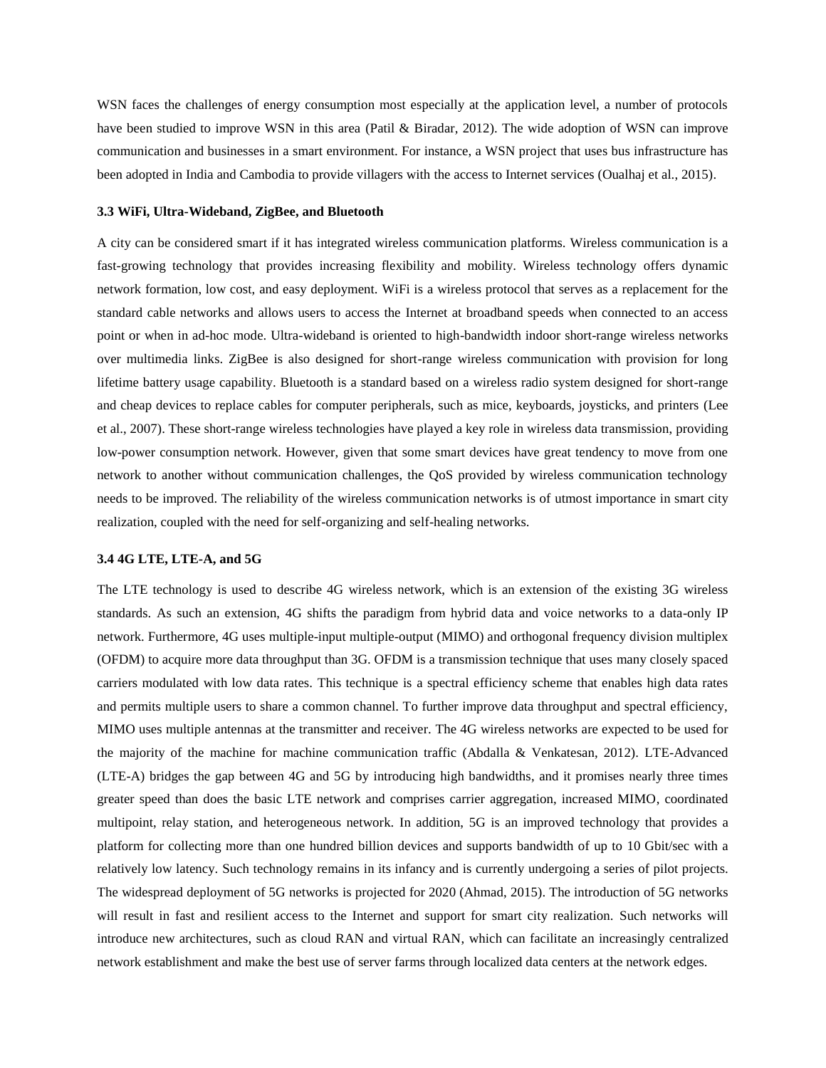WSN faces the challenges of energy consumption most especially at the application level, a number of protocols have been studied to improve WSN in this area (Patil & Biradar, 2012). The wide adoption of WSN can improve communication and businesses in a smart environment. For instance, a WSN project that uses bus infrastructure has been adopted in India and Cambodia to provide villagers with the access to Internet services (Oualhaj et al., 2015).

### 3.3 WiFi, Ultra-Wideband, ZigBee, and Bluetooth

A city can be considered smart if it has integrated wireless communication platforms. Wireless communication is a fast-growing technology that provides increasing flexibility and mobility. Wireless technology offers dynamic network formation, low cost, and easy deployment. WiFi is a wireless protocol that serves as a replacement for the standard cable networks and allows users to access the Internet at broadband speeds when connected to an access point or when in ad-hoc mode. Ultra-wideband is oriented to high-bandwidth indoor short-range wireless networks over multimedia links. ZigBee is also designed for short-range wireless communication with provision for long lifetime battery usage capability. Bluetooth is a standard based on a wireless radio system designed for short-range and cheap devices to replace cables for computer peripherals, such as mice, keyboards, joysticks, and printers (Lee et al., 2007). These short-range wireless technologies have played a key role in wireless data transmission, providing low-power consumption network. However, given that some smart devices have great tendency to move from one network to another without communication challenges, the QoS provided by wireless communication technology needs to be improved. The reliability of the wireless communication networks is of utmost importance in smart city realization, coupled with the need for self-organizing and self-healing networks.

### 3.4 4G LTE, LTE-A, and 5G

The LTE technology is used to describe 4G wireless network, which is an extension of the existing 3G wireless standards. As such an extension, 4G shifts the paradigm from hybrid data and voice networks to a data-only IP network. Furthermore, 4G uses multiple-input multiple-output (MIMO) and orthogonal frequency division multiplex (OFDM) to acquire more data throughput than 3G. OFDM is a transmission technique that uses many closely spaced carriers modulated with low data rates. This technique is a spectral efficiency scheme that enables high data rates and permits multiple users to share a common channel. To further improve data throughput and spectral efficiency, MIMO uses multiple antennas at the transmitter and receiver. The 4G wireless networks are expected to be used for the majority of the machine for machine communication traffic (Abdalla & Venkatesan, 2012). LTE-Advanced (LTE-A) bridges the gap between 4G and 5G by introducing high bandwidths, and it promises nearly three times greater speed than does the basic LTE network and comprises carrier aggregation, increased MIMO, coordinated multipoint, relay station, and heterogeneous network. In addition, 5G is an improved technology that provides a platform for collecting more than one hundred billion devices and supports bandwidth of up to 10 Gbit/sec with a relatively low latency. Such technology remains in its infancy and is currently undergoing a series of pilot projects. The widespread deployment of 5G networks is projected for 2020 (Ahmad, 2015). The introduction of 5G networks will result in fast and resilient access to the Internet and support for smart city realization. Such networks will introduce new architectures, such as cloud RAN and virtual RAN, which can facilitate an increasingly centralized network establishment and make the best use of server farms through localized data centers at the network edges.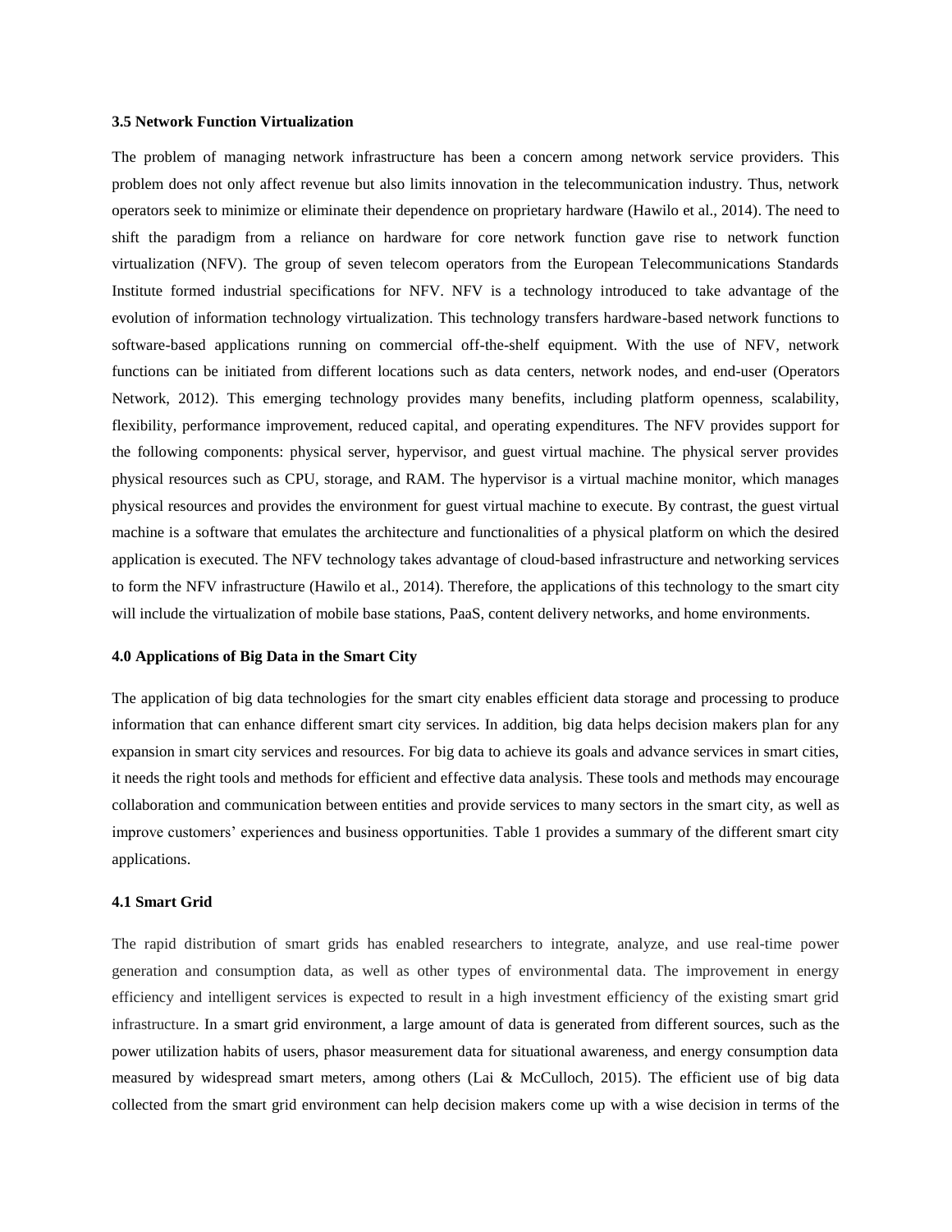### 3.5 Network Function Virtualization

The problem of managing network infrastructure has been a concern among network service providers. This problem does not only affect revenue but also limits innovation in the telecommunication industry. Thus, network operators seek to minimize or eliminate their dependence on proprietary hardware (Hawilo et al., 2014). The need to shift the paradigm from a reliance on hardware for core network function gave rise to network function virtualization (NFV). The group of seven telecom operators from the European Telecommunications Standards Institute formed industrial specifications for NFV. NFV is a technology introduced to take advantage of the evolution of information technology virtualization. This technology transfers hardware-based network functions to software-based applications running on commercial off-the-shelf equipment. With the use of NFV, network functions can be initiated from different locations such as data centers, network nodes, and end-user (Operators Network, 2012). This emerging technology provides many benefits, including platform openness, scalability, flexibility, performance improvement, reduced capital, and operating expenditures. The NFV provides support for the following components: physical server, hypervisor, and guest virtual machine. The physical server provides physical resources such as CPU, storage, and RAM. The hypervisor is a virtual machine monitor, which manages physical resources and provides the environment for guest virtual machine to execute. By contrast, the guest virtual machine is a software that emulates the architecture and functionalities of a physical platform on which the desired application is executed. The NFV technology takes advantage of cloud-based infrastructure and networking services to form the NFV infrastructure (Hawilo et al., 2014). Therefore, the applications of this technology to the smart city will include the virtualization of mobile base stations, PaaS, content delivery networks, and home environments.

## 4.0 Applications of Big Data in the Smart City

The application of big data technologies for the smart city enables efficient data storage and processing to produce information that can enhance different smart city services. In addition, big data helps decision makers plan for any expansion in smart city services and resources. For big data to achieve its goals and advance services in smart cities, it needs the right tools and methods for efficient and effective data analysis. These tools and methods may encourage collaboration and communication between entities and provide services to many sectors in the smart city, as well as improve customers' experiences and business opportunities. Table 1 provides a summary of the different smart city applications.

### 4.1 Smart Grid

The rapid distribution of smart grids has enabled researchers to integrate, analyze, and use real-time power generation and consumption data, as well as other types of environmental data. The improvement in energy efficiency and intelligent services is expected to result in a high investment efficiency of the existing smart grid infrastructure. In a smart grid environment, a large amount of data is generated from different sources, such as the power utilization habits of users, phasor measurement data for situational awareness, and energy consumption data measured by widespread smart meters, among others (Lai & McCulloch, 2015). The efficient use of big data collected from the smart grid environment can help decision makers come up with a wise decision in terms of the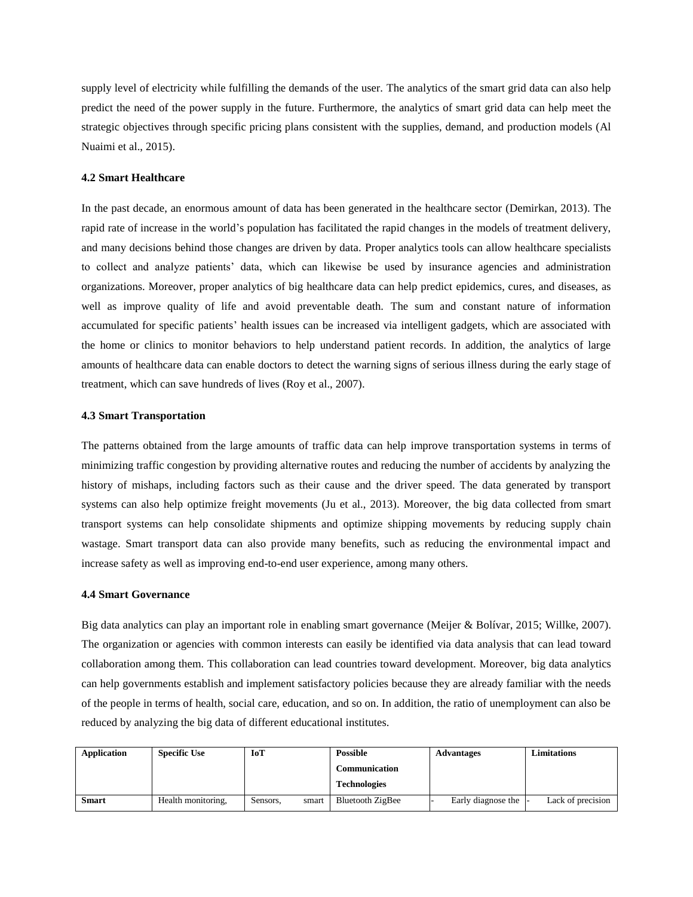supply level of electricity while fulfilling the demands of the user. The analytics of the smart grid data can also help predict the need of the power supply in the future. Furthermore, the analytics of smart grid data can help meet the strategic objectives through specific pricing plans consistent with the supplies, demand, and production models (Al Nuaimi et al., 2015).

### 4.2 Smart Healthcare

In the past decade, an enormous amount of data has been generated in the healthcare sector (Demirkan, 2013). The rapid rate of increase in the world's population has facilitated the rapid changes in the models of treatment delivery, and many decisions behind those changes are driven by data. Proper analytics tools can allow healthcare specialists to collect and analyze patients' data, which can likewise be used by insurance agencies and administration organizations. Moreover, proper analytics of big healthcare data can help predict epidemics, cures, and diseases, as well as improve quality of life and avoid preventable death. The sum and constant nature of information accumulated for specific patients' health issues can be increased via intelligent gadgets, which are associated with the home or clinics to monitor behaviors to help understand patient records. In addition, the analytics of large amounts of healthcare data can enable doctors to detect the warning signs of serious illness during the early stage of treatment, which can save hundreds of lives (Roy et al., 2007).

### 4.3 Smart Transportation

The patterns obtained from the large amounts of traffic data can help improve transportation systems in terms of minimizing traffic congestion by providing alternative routes and reducing the number of accidents by analyzing the history of mishaps, including factors such as their cause and the driver speed. The data generated by transport systems can also help optimize freight movements (Ju et al., 2013). Moreover, the big data collected from smart transport systems can help consolidate shipments and optimize shipping movements by reducing supply chain wastage. Smart transport data can also provide many benefits, such as reducing the environmental impact and increase safety as well as improving end-to-end user experience, among many others.

### 4.4 Smart Governance

Big data analytics can play an important role in enabling smart governance (Meijer & Bolívar, 2015; Willke, 2007). The organization or agencies with common interests can easily be identified via data analysis that can lead toward collaboration among them. This collaboration can lead countries toward development. Moreover, big data analytics can help governments establish and implement satisfactory policies because they are already familiar with the needs of the people in terms of health, social care, education, and so on. In addition, the ratio of unemployment can also be reduced by analyzing the big data of different educational institutes.

| Application | Specific Use | IoT | Possible Communication Technologies | Advantages | Limitations |
|---|---|---|---|---|---|
| **Smart** | Health monitoring, | Sensors, smart | Bluetooth ZigBee | - Early diagnose the | - Lack of precision |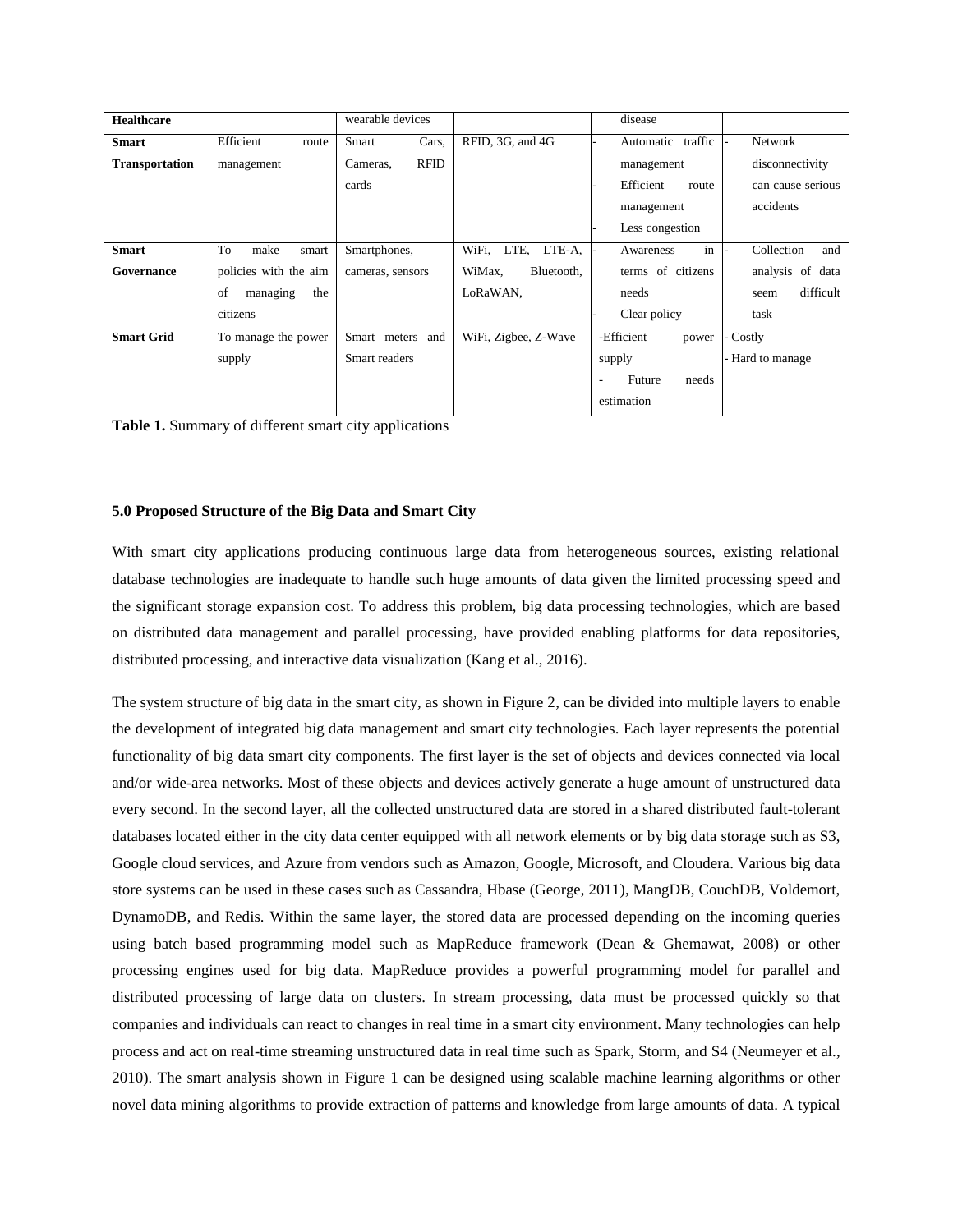| Healthcare | | wearable devices | | disease | |
|---|---|---|---|---|---|
| **Smart Transportation** | Efficient route management | Smart Cars, Cameras, RFID cards | RFID, 3G, and 4G | - Automatic traffic management<br>- Efficient route management<br>- Less congestion | - Network disconnectivity can cause serious accidents |
| **Smart Governance** | To make smart policies with the aim of managing the citizens | Smartphones, cameras, sensors | WiFi, LTE, LTE-A, WiMax, Bluetooth, LoRaWAN, | - Awareness in terms of citizens needs<br>- Clear policy | - Collection and analysis of data seem difficult task |
| **Smart Grid** | To manage the power supply | Smart meters and Smart readers | WiFi, Zigbee, Z-Wave | -Efficient power supply<br>- Future needs estimation | - Costly<br>- Hard to manage |

**Table 1.** Summary of different smart city applications

### 5.0 Proposed Structure of the Big Data and Smart City

With smart city applications producing continuous large data from heterogeneous sources, existing relational database technologies are inadequate to handle such huge amounts of data given the limited processing speed and the significant storage expansion cost. To address this problem, big data processing technologies, which are based on distributed data management and parallel processing, have provided enabling platforms for data repositories, distributed processing, and interactive data visualization (Kang et al., 2016).

The system structure of big data in the smart city, as shown in Figure 2, can be divided into multiple layers to enable the development of integrated big data management and smart city technologies. Each layer represents the potential functionality of big data smart city components. The first layer is the set of objects and devices connected via local and/or wide-area networks. Most of these objects and devices actively generate a huge amount of unstructured data every second. In the second layer, all the collected unstructured data are stored in a shared distributed fault-tolerant databases located either in the city data center equipped with all network elements or by big data storage such as S3, Google cloud services, and Azure from vendors such as Amazon, Google, Microsoft, and Cloudera. Various big data store systems can be used in these cases such as Cassandra, Hbase (George, 2011), MangDB, CouchDB, Voldemort, DynamoDB, and Redis. Within the same layer, the stored data are processed depending on the incoming queries using batch based programming model such as MapReduce framework (Dean & Ghemawat, 2008) or other processing engines used for big data. MapReduce provides a powerful programming model for parallel and distributed processing of large data on clusters. In stream processing, data must be processed quickly so that companies and individuals can react to changes in real time in a smart city environment. Many technologies can help process and act on real-time streaming unstructured data in real time such as Spark, Storm, and S4 (Neumeyer et al., 2010). The smart analysis shown in Figure 1 can be designed using scalable machine learning algorithms or other novel data mining algorithms to provide extraction of patterns and knowledge from large amounts of data. A typical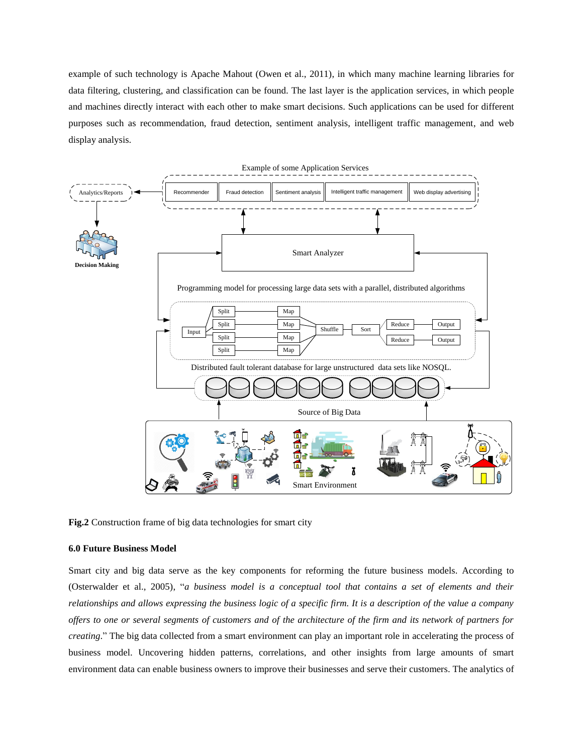example of such technology is Apache Mahout (Owen et al., 2011), in which many machine learning libraries for data filtering, clustering, and classification can be found. The last layer is the application services, in which people and machines directly interact with each other to make smart decisions. Such applications can be used for different purposes such as recommendation, fraud detection, sentiment analysis, intelligent traffic management, and web display analysis.

**Fig.2** Construction frame of big data technologies for smart city

### 6.0 Future Business Model

Smart city and big data serve as the key components for reforming the future business models. According to (Osterwalder et al., 2005), "*a business model is a conceptual tool that contains a set of elements and their relationships and allows expressing the business logic of a specific firm. It is a description of the value a company offers to one or several segments of customers and of the architecture of the firm and its network of partners for creating*." The big data collected from a smart environment can play an important role in accelerating the process of business model. Uncovering hidden patterns, correlations, and other insights from large amounts of smart environment data can enable business owners to improve their businesses and serve their customers. The analytics of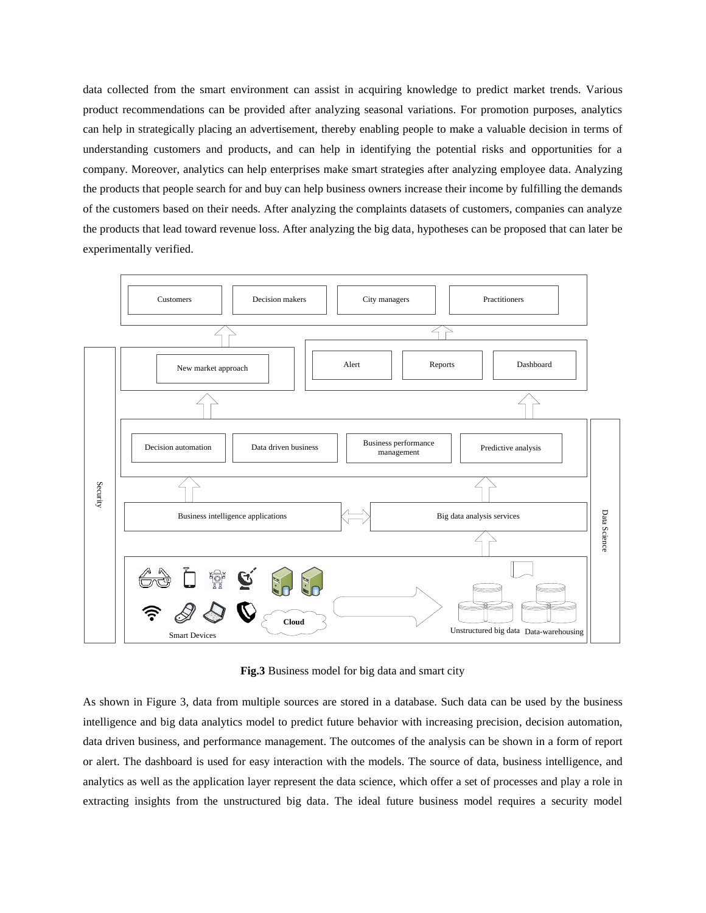data collected from the smart environment can assist in acquiring knowledge to predict market trends. Various product recommendations can be provided after analyzing seasonal variations. For promotion purposes, analytics can help in strategically placing an advertisement, thereby enabling people to make a valuable decision in terms of understanding customers and products, and can help in identifying the potential risks and opportunities for a company. Moreover, analytics can help enterprises make smart strategies after analyzing employee data. Analyzing the products that people search for and buy can help business owners increase their income by fulfilling the demands of the customers based on their needs. After analyzing the complaints datasets of customers, companies can analyze the products that lead toward revenue loss. After analyzing the big data, hypotheses can be proposed that can later be experimentally verified.

**Fig.3** Business model for big data and smart city

As shown in Figure 3, data from multiple sources are stored in a database. Such data can be used by the business intelligence and big data analytics model to predict future behavior with increasing precision, decision automation, data driven business, and performance management. The outcomes of the analysis can be shown in a form of report or alert. The dashboard is used for easy interaction with the models. The source of data, business intelligence, and analytics as well as the application layer represent the data science, which offer a set of processes and play a role in extracting insights from the unstructured big data. The ideal future business model requires a security model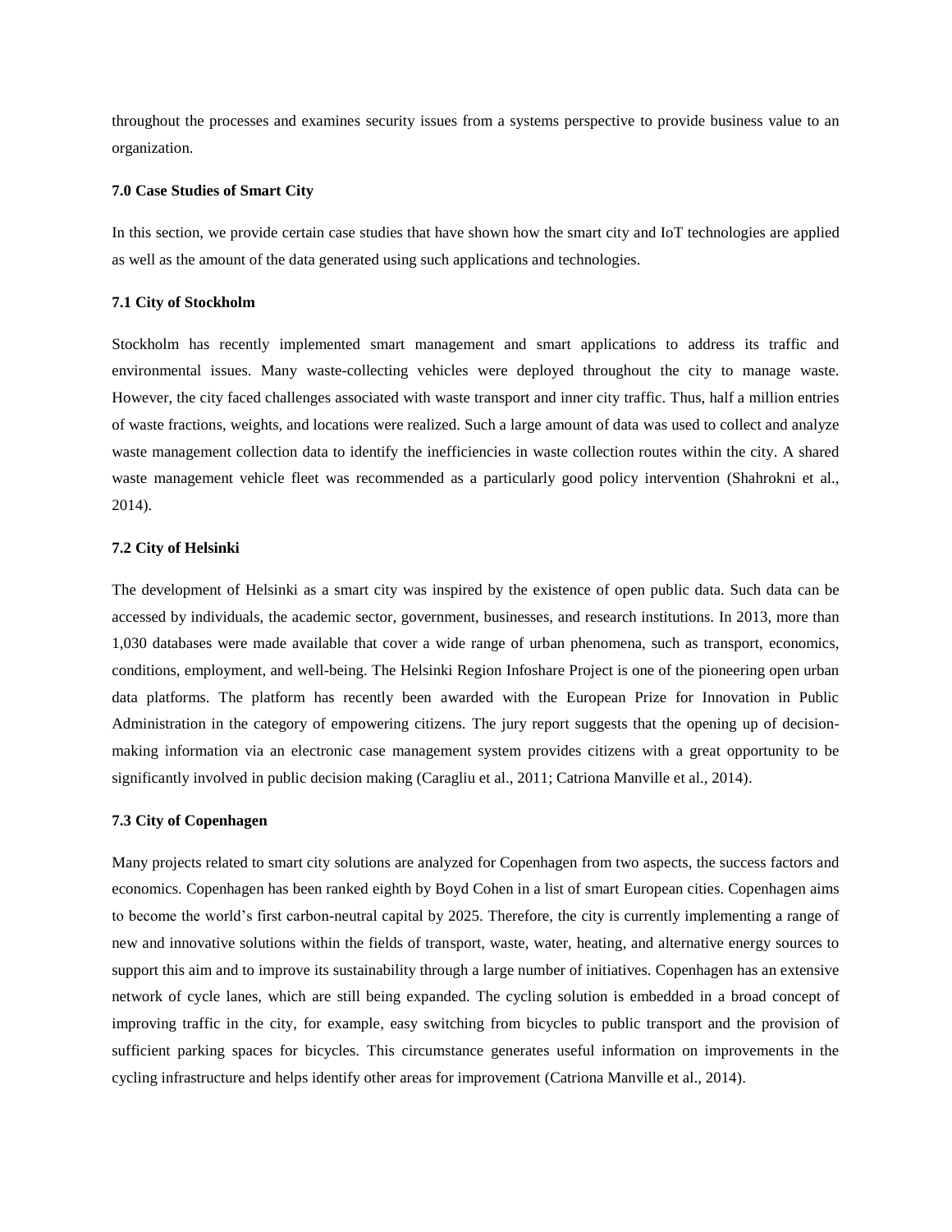throughout the processes and examines security issues from a systems perspective to provide business value to an organization.

## 7.0 Case Studies of Smart City

In this section, we provide certain case studies that have shown how the smart city and IoT technologies are applied as well as the amount of the data generated using such applications and technologies.

### 7.1 City of Stockholm

Stockholm has recently implemented smart management and smart applications to address its traffic and environmental issues. Many waste-collecting vehicles were deployed throughout the city to manage waste. However, the city faced challenges associated with waste transport and inner city traffic. Thus, half a million entries of waste fractions, weights, and locations were realized. Such a large amount of data was used to collect and analyze waste management collection data to identify the inefficiencies in waste collection routes within the city. A shared waste management vehicle fleet was recommended as a particularly good policy intervention (Shahrokni et al., 2014).

### 7.2 City of Helsinki

The development of Helsinki as a smart city was inspired by the existence of open public data. Such data can be accessed by individuals, the academic sector, government, businesses, and research institutions. In 2013, more than 1,030 databases were made available that cover a wide range of urban phenomena, such as transport, economics, conditions, employment, and well-being. The Helsinki Region Infoshare Project is one of the pioneering open urban data platforms. The platform has recently been awarded with the European Prize for Innovation in Public Administration in the category of empowering citizens. The jury report suggests that the opening up of decision-making information via an electronic case management system provides citizens with a great opportunity to be significantly involved in public decision making (Caragliu et al., 2011; Catriona Manville et al., 2014).

### 7.3 City of Copenhagen

Many projects related to smart city solutions are analyzed for Copenhagen from two aspects, the success factors and economics. Copenhagen has been ranked eighth by Boyd Cohen in a list of smart European cities. Copenhagen aims to become the world's first carbon-neutral capital by 2025. Therefore, the city is currently implementing a range of new and innovative solutions within the fields of transport, waste, water, heating, and alternative energy sources to support this aim and to improve its sustainability through a large number of initiatives. Copenhagen has an extensive network of cycle lanes, which are still being expanded. The cycling solution is embedded in a broad concept of improving traffic in the city, for example, easy switching from bicycles to public transport and the provision of sufficient parking spaces for bicycles. This circumstance generates useful information on improvements in the cycling infrastructure and helps identify other areas for improvement (Catriona Manville et al., 2014).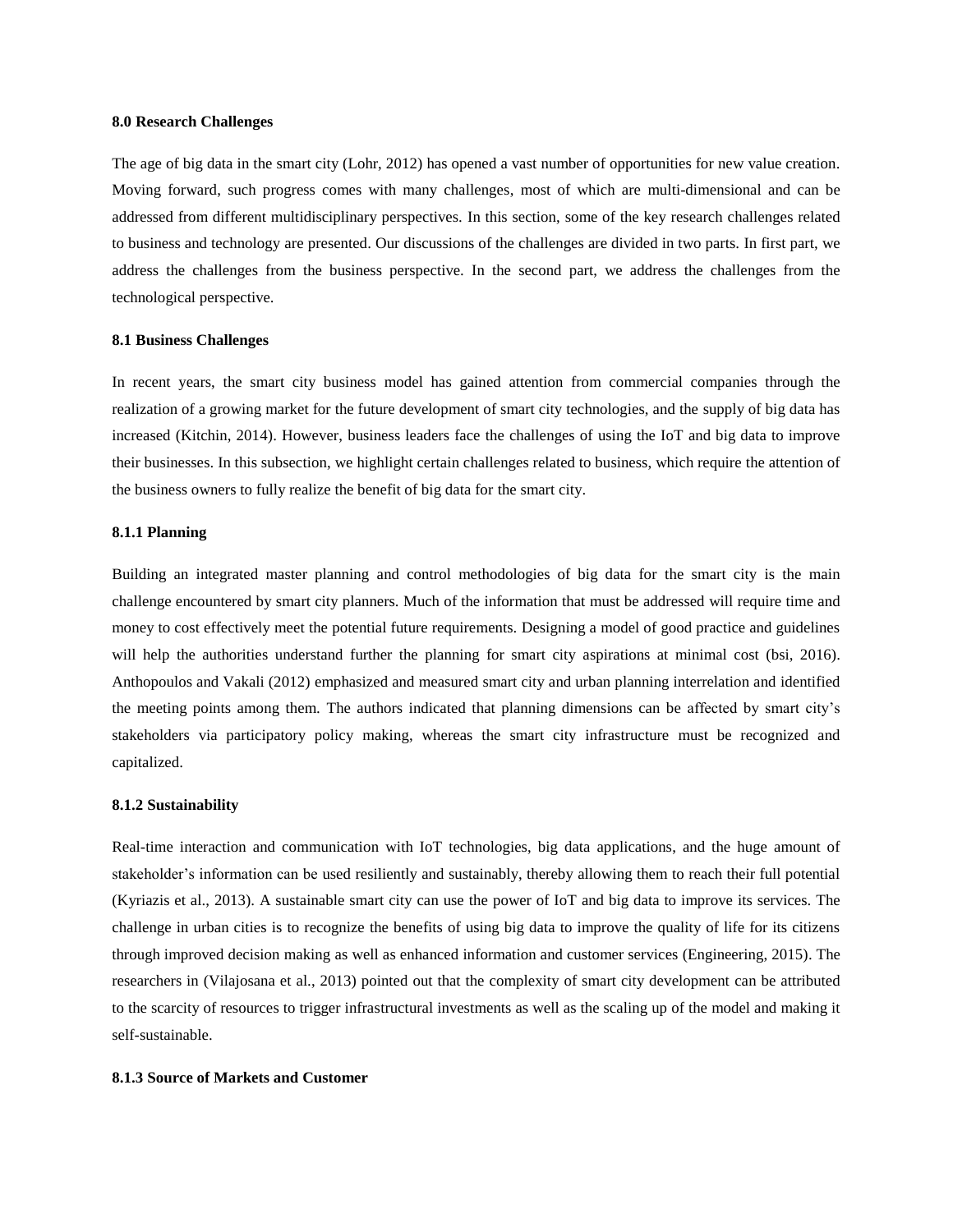## 8.0 Research Challenges

The age of big data in the smart city (Lohr, 2012) has opened a vast number of opportunities for new value creation. Moving forward, such progress comes with many challenges, most of which are multi-dimensional and can be addressed from different multidisciplinary perspectives. In this section, some of the key research challenges related to business and technology are presented. Our discussions of the challenges are divided in two parts. In first part, we address the challenges from the business perspective. In the second part, we address the challenges from the technological perspective.

### 8.1 Business Challenges

In recent years, the smart city business model has gained attention from commercial companies through the realization of a growing market for the future development of smart city technologies, and the supply of big data has increased (Kitchin, 2014). However, business leaders face the challenges of using the IoT and big data to improve their businesses. In this subsection, we highlight certain challenges related to business, which require the attention of the business owners to fully realize the benefit of big data for the smart city.

#### 8.1.1 Planning

Building an integrated master planning and control methodologies of big data for the smart city is the main challenge encountered by smart city planners. Much of the information that must be addressed will require time and money to cost effectively meet the potential future requirements. Designing a model of good practice and guidelines will help the authorities understand further the planning for smart city aspirations at minimal cost (bsi, 2016). Anthopoulos and Vakali (2012) emphasized and measured smart city and urban planning interrelation and identified the meeting points among them. The authors indicated that planning dimensions can be affected by smart city's stakeholders via participatory policy making, whereas the smart city infrastructure must be recognized and capitalized.

#### 8.1.2 Sustainability

Real-time interaction and communication with IoT technologies, big data applications, and the huge amount of stakeholder's information can be used resiliently and sustainably, thereby allowing them to reach their full potential (Kyriazis et al., 2013). A sustainable smart city can use the power of IoT and big data to improve its services. The challenge in urban cities is to recognize the benefits of using big data to improve the quality of life for its citizens through improved decision making as well as enhanced information and customer services (Engineering, 2015). The researchers in (Vilajosana et al., 2013) pointed out that the complexity of smart city development can be attributed to the scarcity of resources to trigger infrastructural investments as well as the scaling up of the model and making it self-sustainable.

#### 8.1.3 Source of Markets and Customer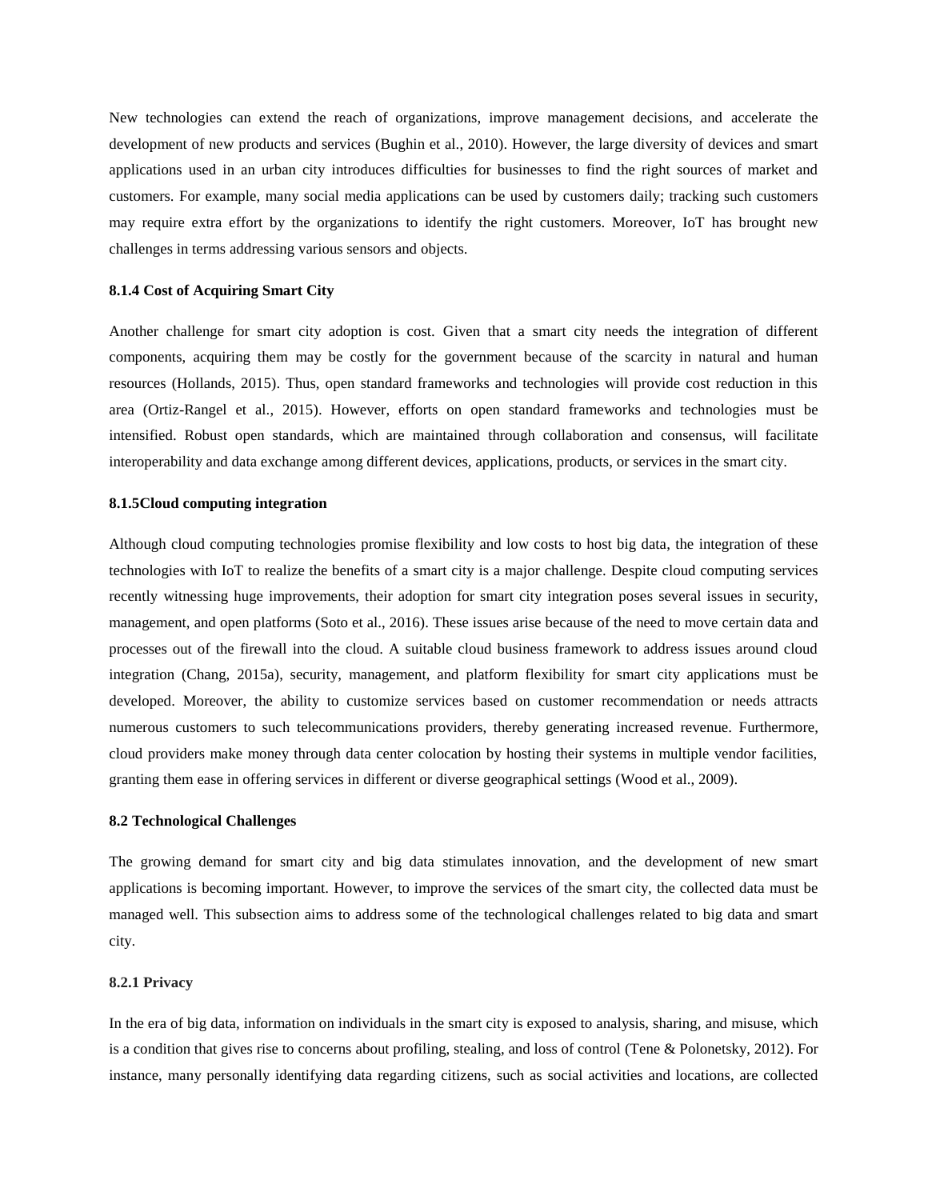New technologies can extend the reach of organizations, improve management decisions, and accelerate the development of new products and services (Bughin et al., 2010). However, the large diversity of devices and smart applications used in an urban city introduces difficulties for businesses to find the right sources of market and customers. For example, many social media applications can be used by customers daily; tracking such customers may require extra effort by the organizations to identify the right customers. Moreover, IoT has brought new challenges in terms addressing various sensors and objects.

#### 8.1.4 Cost of Acquiring Smart City

Another challenge for smart city adoption is cost. Given that a smart city needs the integration of different components, acquiring them may be costly for the government because of the scarcity in natural and human resources (Hollands, 2015). Thus, open standard frameworks and technologies will provide cost reduction in this area (Ortiz-Rangel et al., 2015). However, efforts on open standard frameworks and technologies must be intensified. Robust open standards, which are maintained through collaboration and consensus, will facilitate interoperability and data exchange among different devices, applications, products, or services in the smart city.

#### 8.1.5Cloud computing integration

Although cloud computing technologies promise flexibility and low costs to host big data, the integration of these technologies with IoT to realize the benefits of a smart city is a major challenge. Despite cloud computing services recently witnessing huge improvements, their adoption for smart city integration poses several issues in security, management, and open platforms (Soto et al., 2016). These issues arise because of the need to move certain data and processes out of the firewall into the cloud. A suitable cloud business framework to address issues around cloud integration (Chang, 2015a), security, management, and platform flexibility for smart city applications must be developed. Moreover, the ability to customize services based on customer recommendation or needs attracts numerous customers to such telecommunications providers, thereby generating increased revenue. Furthermore, cloud providers make money through data center colocation by hosting their systems in multiple vendor facilities, granting them ease in offering services in different or diverse geographical settings (Wood et al., 2009).

### 8.2 Technological Challenges

The growing demand for smart city and big data stimulates innovation, and the development of new smart applications is becoming important. However, to improve the services of the smart city, the collected data must be managed well. This subsection aims to address some of the technological challenges related to big data and smart city.

#### 8.2.1 Privacy

In the era of big data, information on individuals in the smart city is exposed to analysis, sharing, and misuse, which is a condition that gives rise to concerns about profiling, stealing, and loss of control (Tene & Polonetsky, 2012). For instance, many personally identifying data regarding citizens, such as social activities and locations, are collected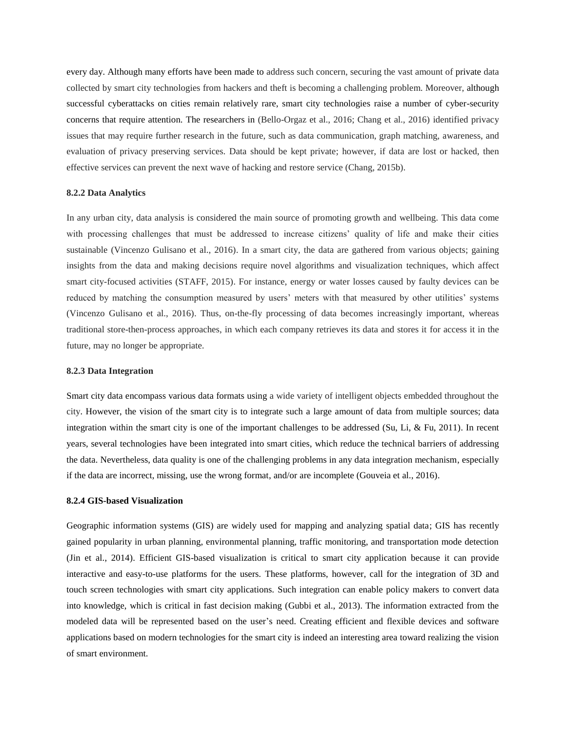every day. Although many efforts have been made to address such concern, securing the vast amount of private data collected by smart city technologies from hackers and theft is becoming a challenging problem. Moreover, although successful cyberattacks on cities remain relatively rare, smart city technologies raise a number of cyber-security concerns that require attention. The researchers in (Bello-Orgaz et al., 2016; Chang et al., 2016) identified privacy issues that may require further research in the future, such as data communication, graph matching, awareness, and evaluation of privacy preserving services. Data should be kept private; however, if data are lost or hacked, then effective services can prevent the next wave of hacking and restore service (Chang, 2015b).

### 8.2.2 Data Analytics

In any urban city, data analysis is considered the main source of promoting growth and wellbeing. This data come with processing challenges that must be addressed to increase citizens' quality of life and make their cities sustainable (Vincenzo Gulisano et al., 2016). In a smart city, the data are gathered from various objects; gaining insights from the data and making decisions require novel algorithms and visualization techniques, which affect smart city-focused activities (STAFF, 2015). For instance, energy or water losses caused by faulty devices can be reduced by matching the consumption measured by users' meters with that measured by other utilities' systems (Vincenzo Gulisano et al., 2016). Thus, on-the-fly processing of data becomes increasingly important, whereas traditional store-then-process approaches, in which each company retrieves its data and stores it for access it in the future, may no longer be appropriate.

### 8.2.3 Data Integration

Smart city data encompass various data formats using a wide variety of intelligent objects embedded throughout the city. However, the vision of the smart city is to integrate such a large amount of data from multiple sources; data integration within the smart city is one of the important challenges to be addressed (Su, Li, & Fu, 2011). In recent years, several technologies have been integrated into smart cities, which reduce the technical barriers of addressing the data. Nevertheless, data quality is one of the challenging problems in any data integration mechanism, especially if the data are incorrect, missing, use the wrong format, and/or are incomplete (Gouveia et al., 2016).

### 8.2.4 GIS-based Visualization

Geographic information systems (GIS) are widely used for mapping and analyzing spatial data; GIS has recently gained popularity in urban planning, environmental planning, traffic monitoring, and transportation mode detection (Jin et al., 2014). Efficient GIS-based visualization is critical to smart city application because it can provide interactive and easy-to-use platforms for the users. These platforms, however, call for the integration of 3D and touch screen technologies with smart city applications. Such integration can enable policy makers to convert data into knowledge, which is critical in fast decision making (Gubbi et al., 2013). The information extracted from the modeled data will be represented based on the user's need. Creating efficient and flexible devices and software applications based on modern technologies for the smart city is indeed an interesting area toward realizing the vision of smart environment.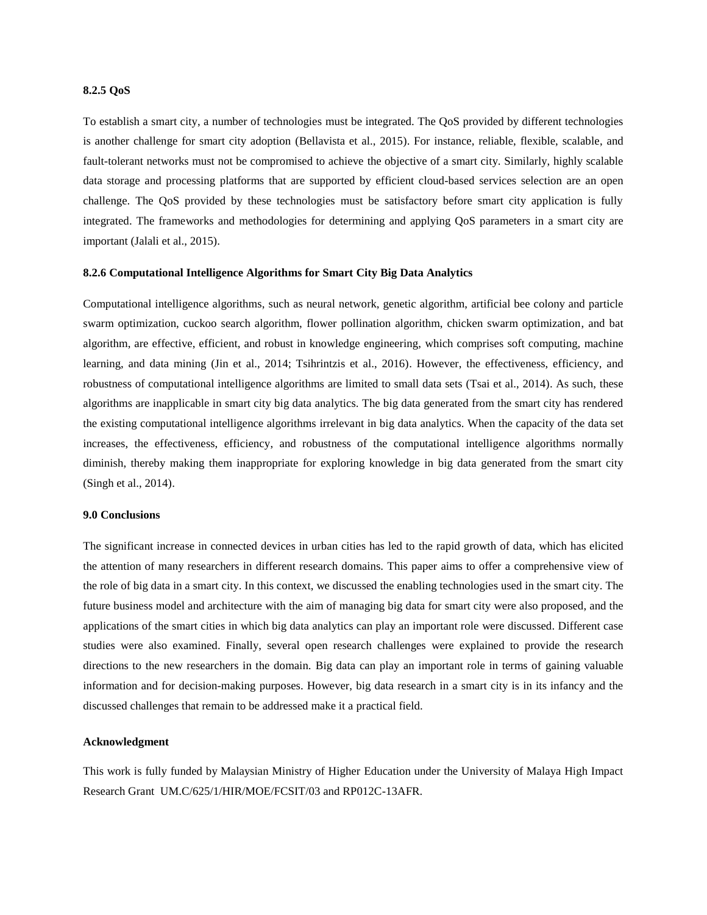**8.2.5 QoS**

To establish a smart city, a number of technologies must be integrated. The QoS provided by different technologies is another challenge for smart city adoption (Bellavista et al., 2015). For instance, reliable, flexible, scalable, and fault-tolerant networks must not be compromised to achieve the objective of a smart city. Similarly, highly scalable data storage and processing platforms that are supported by efficient cloud-based services selection are an open challenge. The QoS provided by these technologies must be satisfactory before smart city application is fully integrated. The frameworks and methodologies for determining and applying QoS parameters in a smart city are important (Jalali et al., 2015).

**8.2.6 Computational Intelligence Algorithms for Smart City Big Data Analytics**

Computational intelligence algorithms, such as neural network, genetic algorithm, artificial bee colony and particle swarm optimization, cuckoo search algorithm, flower pollination algorithm, chicken swarm optimization, and bat algorithm, are effective, efficient, and robust in knowledge engineering, which comprises soft computing, machine learning, and data mining (Jin et al., 2014; Tsihrintzis et al., 2016). However, the effectiveness, efficiency, and robustness of computational intelligence algorithms are limited to small data sets (Tsai et al., 2014). As such, these algorithms are inapplicable in smart city big data analytics. The big data generated from the smart city has rendered the existing computational intelligence algorithms irrelevant in big data analytics. When the capacity of the data set increases, the effectiveness, efficiency, and robustness of the computational intelligence algorithms normally diminish, thereby making them inappropriate for exploring knowledge in big data generated from the smart city (Singh et al., 2014).

**9.0 Conclusions**

The significant increase in connected devices in urban cities has led to the rapid growth of data, which has elicited the attention of many researchers in different research domains. This paper aims to offer a comprehensive view of the role of big data in a smart city. In this context, we discussed the enabling technologies used in the smart city. The future business model and architecture with the aim of managing big data for smart city were also proposed, and the applications of the smart cities in which big data analytics can play an important role were discussed. Different case studies were also examined. Finally, several open research challenges were explained to provide the research directions to the new researchers in the domain. Big data can play an important role in terms of gaining valuable information and for decision-making purposes. However, big data research in a smart city is in its infancy and the discussed challenges that remain to be addressed make it a practical field.

**Acknowledgment**

This work is fully funded by Malaysian Ministry of Higher Education under the University of Malaya High Impact Research Grant UM.C/625/1/HIR/MOE/FCSIT/03 and RP012C-13AFR.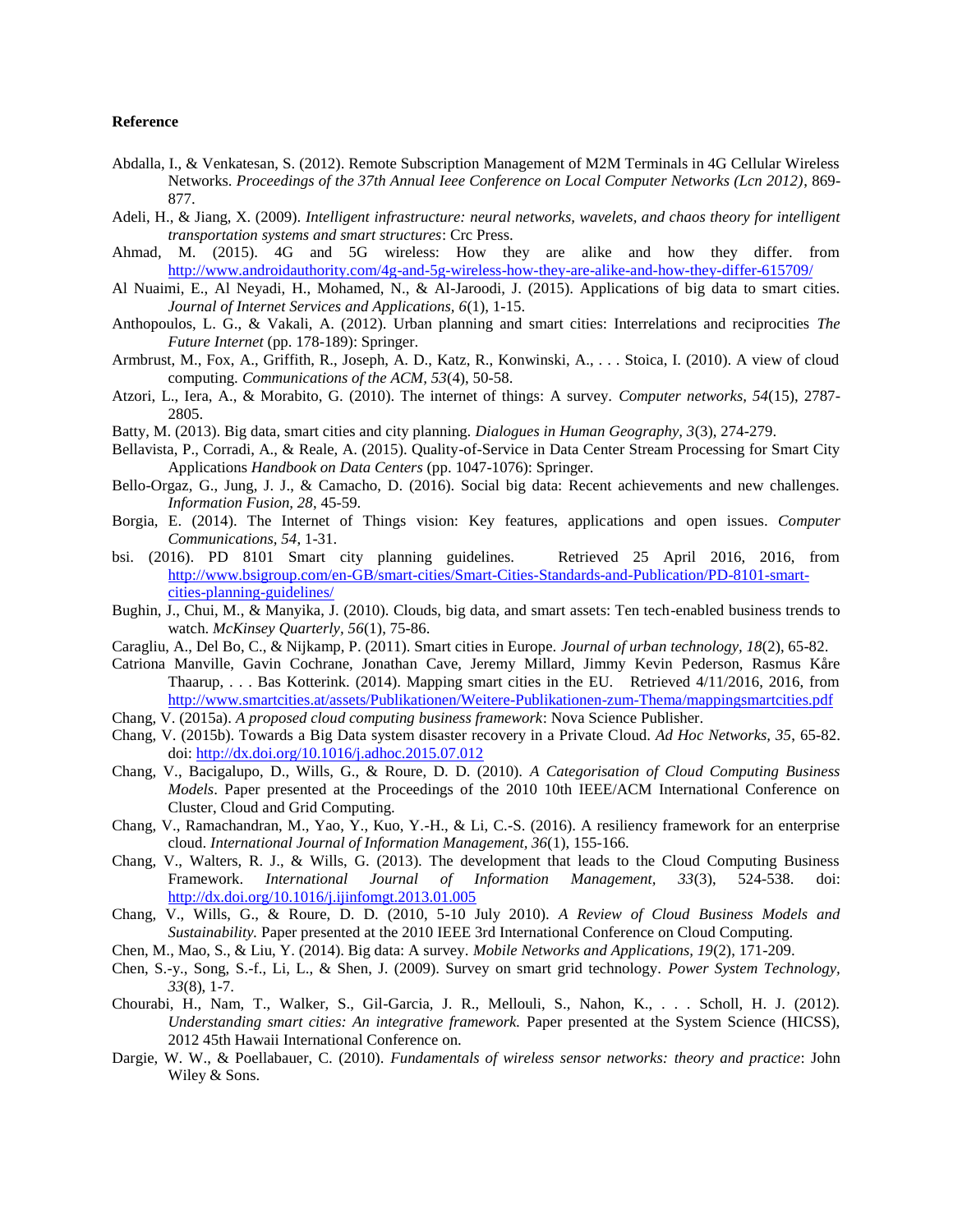**Reference**

Abdalla, I., & Venkatesan, S. (2012). Remote Subscription Management of M2M Terminals in 4G Cellular Wireless Networks. *Proceedings of the 37th Annual Ieee Conference on Local Computer Networks (Lcn 2012)*, 869-877.

Adeli, H., & Jiang, X. (2009). *Intelligent infrastructure: neural networks, wavelets, and chaos theory for intelligent transportation systems and smart structures*: Crc Press.

Ahmad, M. (2015). 4G and 5G wireless: How they are alike and how they differ. from http://www.androidauthority.com/4g-and-5g-wireless-how-they-are-alike-and-how-they-differ-615709/

Al Nuaimi, E., Al Neyadi, H., Mohamed, N., & Al-Jaroodi, J. (2015). Applications of big data to smart cities. *Journal of Internet Services and Applications, 6*(1), 1-15.

Anthopoulos, L. G., & Vakali, A. (2012). Urban planning and smart cities: Interrelations and reciprocities *The Future Internet* (pp. 178-189): Springer.

Armbrust, M., Fox, A., Griffith, R., Joseph, A. D., Katz, R., Konwinski, A., . . . Stoica, I. (2010). A view of cloud computing. *Communications of the ACM, 53*(4), 50-58.

Atzori, L., Iera, A., & Morabito, G. (2010). The internet of things: A survey. *Computer networks, 54*(15), 2787-2805.

Batty, M. (2013). Big data, smart cities and city planning. *Dialogues in Human Geography, 3*(3), 274-279.

Bellavista, P., Corradi, A., & Reale, A. (2015). Quality-of-Service in Data Center Stream Processing for Smart City Applications *Handbook on Data Centers* (pp. 1047-1076): Springer.

Bello-Orgaz, G., Jung, J. J., & Camacho, D. (2016). Social big data: Recent achievements and new challenges. *Information Fusion, 28*, 45-59.

Borgia, E. (2014). The Internet of Things vision: Key features, applications and open issues. *Computer Communications, 54*, 1-31.

bsi. (2016). PD 8101 Smart city planning guidelines. Retrieved 25 April 2016, 2016, from http://www.bsigroup.com/en-GB/smart-cities/Smart-Cities-Standards-and-Publication/PD-8101-smart-cities-planning-guidelines/

Bughin, J., Chui, M., & Manyika, J. (2010). Clouds, big data, and smart assets: Ten tech-enabled business trends to watch. *McKinsey Quarterly, 56*(1), 75-86.

Caragliu, A., Del Bo, C., & Nijkamp, P. (2011). Smart cities in Europe. *Journal of urban technology, 18*(2), 65-82.

Catriona Manville, Gavin Cochrane, Jonathan Cave, Jeremy Millard, Jimmy Kevin Pederson, Rasmus Kåre Thaarup, . . . Bas Kotterink. (2014). Mapping smart cities in the EU. Retrieved 4/11/2016, 2016, from http://www.smartcities.at/assets/Publikationen/Weitere-Publikationen-zum-Thema/mappingsmartcities.pdf

Chang, V. (2015a). *A proposed cloud computing business framework*: Nova Science Publisher.

Chang, V. (2015b). Towards a Big Data system disaster recovery in a Private Cloud. *Ad Hoc Networks, 35*, 65-82. doi: http://dx.doi.org/10.1016/j.adhoc.2015.07.012

Chang, V., Bacigalupo, D., Wills, G., & Roure, D. D. (2010). *A Categorisation of Cloud Computing Business Models*. Paper presented at the Proceedings of the 2010 10th IEEE/ACM International Conference on Cluster, Cloud and Grid Computing.

Chang, V., Ramachandran, M., Yao, Y., Kuo, Y.-H., & Li, C.-S. (2016). A resiliency framework for an enterprise cloud. *International Journal of Information Management, 36*(1), 155-166.

Chang, V., Walters, R. J., & Wills, G. (2013). The development that leads to the Cloud Computing Business Framework. *International Journal of Information Management, 33*(3), 524-538. doi: http://dx.doi.org/10.1016/j.ijinfomgt.2013.01.005

Chang, V., Wills, G., & Roure, D. D. (2010, 5-10 July 2010). *A Review of Cloud Business Models and Sustainability.* Paper presented at the 2010 IEEE 3rd International Conference on Cloud Computing.

Chen, M., Mao, S., & Liu, Y. (2014). Big data: A survey. *Mobile Networks and Applications, 19*(2), 171-209.

Chen, S.-y., Song, S.-f., Li, L., & Shen, J. (2009). Survey on smart grid technology. *Power System Technology, 33*(8), 1-7.

Chourabi, H., Nam, T., Walker, S., Gil-Garcia, J. R., Mellouli, S., Nahon, K., . . . Scholl, H. J. (2012). *Understanding smart cities: An integrative framework.* Paper presented at the System Science (HICSS), 2012 45th Hawaii International Conference on.

Dargie, W. W., & Poellabauer, C. (2010). *Fundamentals of wireless sensor networks: theory and practice*: John Wiley & Sons.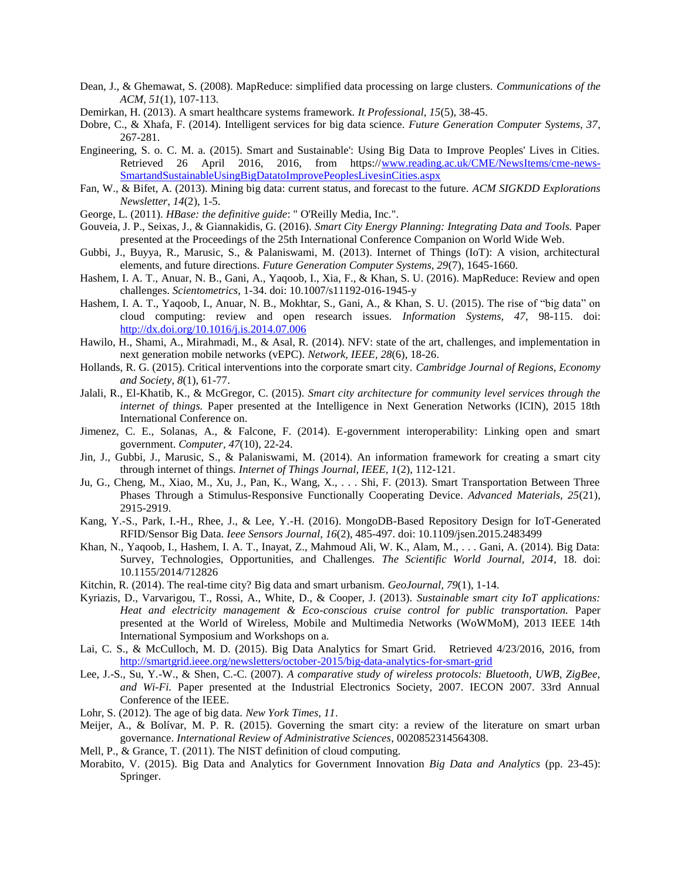Dean, J., & Ghemawat, S. (2008). MapReduce: simplified data processing on large clusters. *Communications of the ACM, 51*(1), 107-113.

Demirkan, H. (2013). A smart healthcare systems framework. *It Professional, 15*(5), 38-45.

Dobre, C., & Xhafa, F. (2014). Intelligent services for big data science. *Future Generation Computer Systems, 37*, 267-281.

Engineering, S. o. C. M. a. (2015). Smart and Sustainable': Using Big Data to Improve Peoples' Lives in Cities. Retrieved 26 April 2016, 2016, from https://www.reading.ac.uk/CME/NewsItems/cme-news-SmartandSustainableUsingBigDatatoImprovePeoplesLivesinCities.aspx

Fan, W., & Bifet, A. (2013). Mining big data: current status, and forecast to the future. *ACM SIGKDD Explorations Newsletter, 14*(2), 1-5.

George, L. (2011). *HBase: the definitive guide*: " O'Reilly Media, Inc.".

Gouveia, J. P., Seixas, J., & Giannakidis, G. (2016). *Smart City Energy Planning: Integrating Data and Tools.* Paper presented at the Proceedings of the 25th International Conference Companion on World Wide Web.

Gubbi, J., Buyya, R., Marusic, S., & Palaniswami, M. (2013). Internet of Things (IoT): A vision, architectural elements, and future directions. *Future Generation Computer Systems, 29*(7), 1645-1660.

Hashem, I. A. T., Anuar, N. B., Gani, A., Yaqoob, I., Xia, F., & Khan, S. U. (2016). MapReduce: Review and open challenges. *Scientometrics*, 1-34. doi: 10.1007/s11192-016-1945-y

Hashem, I. A. T., Yaqoob, I., Anuar, N. B., Mokhtar, S., Gani, A., & Khan, S. U. (2015). The rise of "big data" on cloud computing: review and open research issues. *Information Systems, 47*, 98-115. doi: http://dx.doi.org/10.1016/j.is.2014.07.006

Hawilo, H., Shami, A., Mirahmadi, M., & Asal, R. (2014). NFV: state of the art, challenges, and implementation in next generation mobile networks (vEPC). *Network, IEEE, 28*(6), 18-26.

Hollands, R. G. (2015). Critical interventions into the corporate smart city. *Cambridge Journal of Regions, Economy and Society, 8*(1), 61-77.

Jalali, R., El-Khatib, K., & McGregor, C. (2015). *Smart city architecture for community level services through the internet of things.* Paper presented at the Intelligence in Next Generation Networks (ICIN), 2015 18th International Conference on.

Jimenez, C. E., Solanas, A., & Falcone, F. (2014). E-government interoperability: Linking open and smart government. *Computer, 47*(10), 22-24.

Jin, J., Gubbi, J., Marusic, S., & Palaniswami, M. (2014). An information framework for creating a smart city through internet of things. *Internet of Things Journal, IEEE, 1*(2), 112-121.

Ju, G., Cheng, M., Xiao, M., Xu, J., Pan, K., Wang, X., . . . Shi, F. (2013). Smart Transportation Between Three Phases Through a Stimulus‐Responsive Functionally Cooperating Device. *Advanced Materials, 25*(21), 2915-2919.

Kang, Y.-S., Park, I.-H., Rhee, J., & Lee, Y.-H. (2016). MongoDB-Based Repository Design for IoT-Generated RFID/Sensor Big Data. *Ieee Sensors Journal, 16*(2), 485-497. doi: 10.1109/jsen.2015.2483499

Khan, N., Yaqoob, I., Hashem, I. A. T., Inayat, Z., Mahmoud Ali, W. K., Alam, M., . . . Gani, A. (2014). Big Data: Survey, Technologies, Opportunities, and Challenges. *The Scientific World Journal, 2014*, 18. doi: 10.1155/2014/712826

Kitchin, R. (2014). The real-time city? Big data and smart urbanism. *GeoJournal, 79*(1), 1-14.

Kyriazis, D., Varvarigou, T., Rossi, A., White, D., & Cooper, J. (2013). *Sustainable smart city IoT applications: Heat and electricity management & Eco-conscious cruise control for public transportation.* Paper presented at the World of Wireless, Mobile and Multimedia Networks (WoWMoM), 2013 IEEE 14th International Symposium and Workshops on a.

Lai, C. S., & McCulloch, M. D. (2015). Big Data Analytics for Smart Grid. Retrieved 4/23/2016, 2016, from http://smartgrid.ieee.org/newsletters/october-2015/big-data-analytics-for-smart-grid

Lee, J.-S., Su, Y.-W., & Shen, C.-C. (2007). *A comparative study of wireless protocols: Bluetooth, UWB, ZigBee, and Wi-Fi.* Paper presented at the Industrial Electronics Society, 2007. IECON 2007. 33rd Annual Conference of the IEEE.

Lohr, S. (2012). The age of big data. *New York Times, 11*.

Meijer, A., & Bolívar, M. P. R. (2015). Governing the smart city: a review of the literature on smart urban governance. *International Review of Administrative Sciences*, 0020852314564308.

Mell, P., & Grance, T. (2011). The NIST definition of cloud computing.

Morabito, V. (2015). Big Data and Analytics for Government Innovation *Big Data and Analytics* (pp. 23-45): Springer.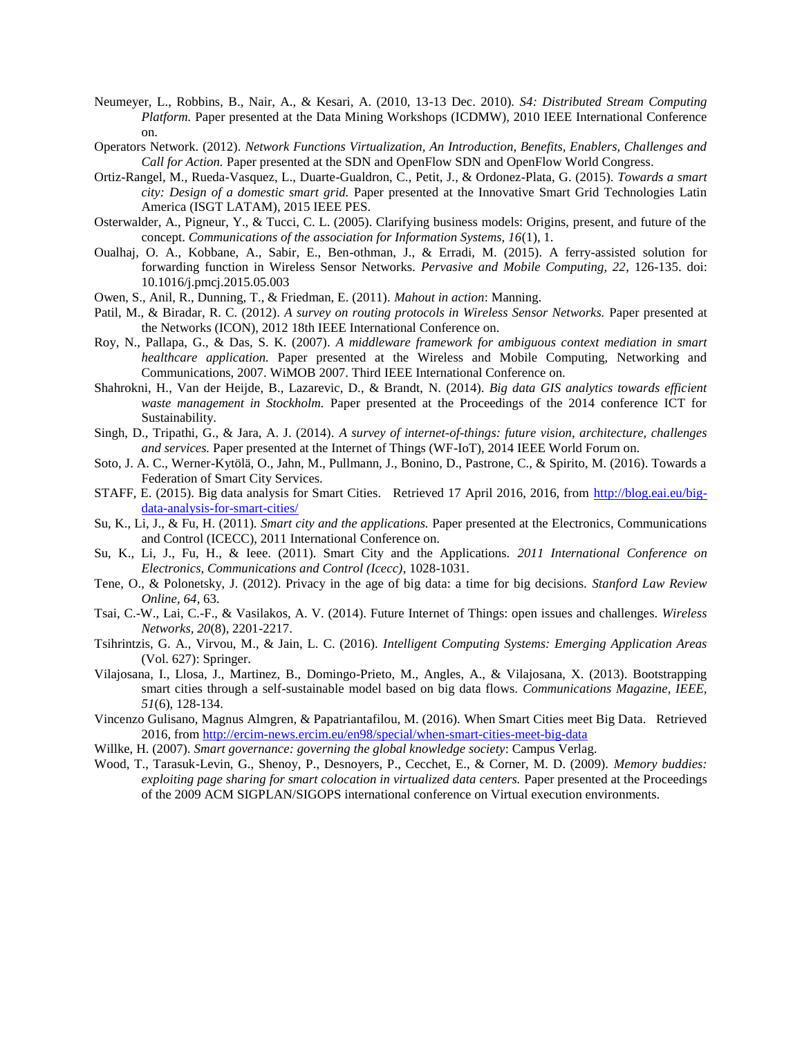Neumeyer, L., Robbins, B., Nair, A., & Kesari, A. (2010, 13-13 Dec. 2010). *S4: Distributed Stream Computing Platform.* Paper presented at the Data Mining Workshops (ICDMW), 2010 IEEE International Conference on.

Operators Network. (2012). *Network Functions Virtualization, An Introduction, Benefits, Enablers, Challenges and Call for Action.* Paper presented at the SDN and OpenFlow SDN and OpenFlow World Congress.

Ortiz-Rangel, M., Rueda-Vasquez, L., Duarte-Gualdron, C., Petit, J., & Ordonez-Plata, G. (2015). *Towards a smart city: Design of a domestic smart grid.* Paper presented at the Innovative Smart Grid Technologies Latin America (ISGT LATAM), 2015 IEEE PES.

Osterwalder, A., Pigneur, Y., & Tucci, C. L. (2005). Clarifying business models: Origins, present, and future of the concept. *Communications of the association for Information Systems, 16*(1), 1.

Oualhaj, O. A., Kobbane, A., Sabir, E., Ben-othman, J., & Erradi, M. (2015). A ferry-assisted solution for forwarding function in Wireless Sensor Networks. *Pervasive and Mobile Computing, 22*, 126-135. doi: 10.1016/j.pmcj.2015.05.003

Owen, S., Anil, R., Dunning, T., & Friedman, E. (2011). *Mahout in action*: Manning.

Patil, M., & Biradar, R. C. (2012). *A survey on routing protocols in Wireless Sensor Networks.* Paper presented at the Networks (ICON), 2012 18th IEEE International Conference on.

Roy, N., Pallapa, G., & Das, S. K. (2007). *A middleware framework for ambiguous context mediation in smart healthcare application.* Paper presented at the Wireless and Mobile Computing, Networking and Communications, 2007. WiMOB 2007. Third IEEE International Conference on.

Shahrokni, H., Van der Heijde, B., Lazarevic, D., & Brandt, N. (2014). *Big data GIS analytics towards efficient waste management in Stockholm.* Paper presented at the Proceedings of the 2014 conference ICT for Sustainability.

Singh, D., Tripathi, G., & Jara, A. J. (2014). *A survey of internet-of-things: future vision, architecture, challenges and services.* Paper presented at the Internet of Things (WF-IoT), 2014 IEEE World Forum on.

Soto, J. A. C., Werner-Kytölä, O., Jahn, M., Pullmann, J., Bonino, D., Pastrone, C., & Spirito, M. (2016). Towards a Federation of Smart City Services.

STAFF, E. (2015). Big data analysis for Smart Cities. Retrieved 17 April 2016, 2016, from http://blog.eai.eu/big-data-analysis-for-smart-cities/

Su, K., Li, J., & Fu, H. (2011). *Smart city and the applications.* Paper presented at the Electronics, Communications and Control (ICECC), 2011 International Conference on.

Su, K., Li, J., Fu, H., & Ieee. (2011). Smart City and the Applications. *2011 International Conference on Electronics, Communications and Control (Icecc)*, 1028-1031.

Tene, O., & Polonetsky, J. (2012). Privacy in the age of big data: a time for big decisions. *Stanford Law Review Online, 64*, 63.

Tsai, C.-W., Lai, C.-F., & Vasilakos, A. V. (2014). Future Internet of Things: open issues and challenges. *Wireless Networks, 20*(8), 2201-2217.

Tsihrintzis, G. A., Virvou, M., & Jain, L. C. (2016). *Intelligent Computing Systems: Emerging Application Areas* (Vol. 627): Springer.

Vilajosana, I., Llosa, J., Martinez, B., Domingo-Prieto, M., Angles, A., & Vilajosana, X. (2013). Bootstrapping smart cities through a self-sustainable model based on big data flows. *Communications Magazine, IEEE, 51*(6), 128-134.

Vincenzo Gulisano, Magnus Almgren, & Papatriantafilou, M. (2016). When Smart Cities meet Big Data. Retrieved 2016, from http://ercim-news.ercim.eu/en98/special/when-smart-cities-meet-big-data

Willke, H. (2007). *Smart governance: governing the global knowledge society*: Campus Verlag.

Wood, T., Tarasuk-Levin, G., Shenoy, P., Desnoyers, P., Cecchet, E., & Corner, M. D. (2009). *Memory buddies: exploiting page sharing for smart colocation in virtualized data centers.* Paper presented at the Proceedings of the 2009 ACM SIGPLAN/SIGOPS international conference on Virtual execution environments.